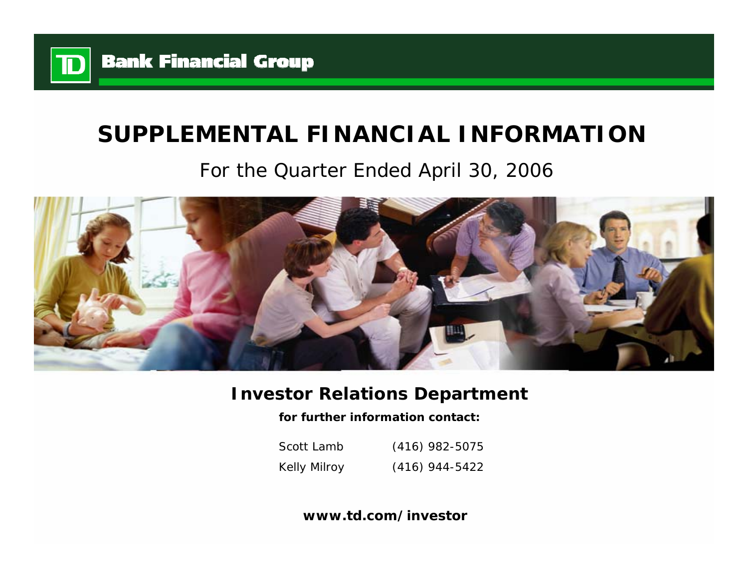TD Bank Financial Group

# SUPPLEMENTAL FINANCIAL INFORMATION

## For the Quarter Ended April 30, 2006

### Investor Relations Department

**for further information contact:**

Scott Lamb (416) 982-5075

Kelly Milroy (416) 944-5422

**www.td.com/investor**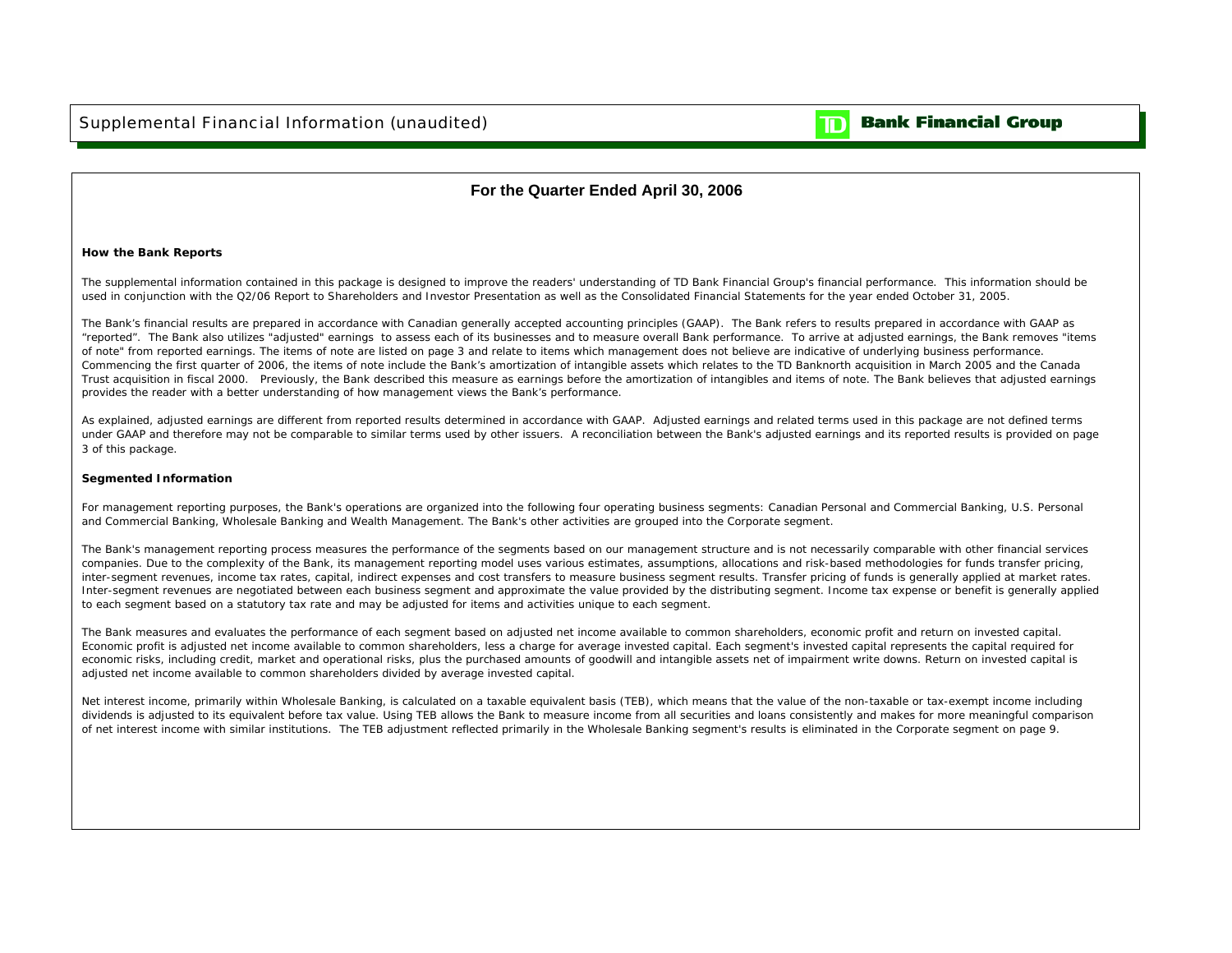# For the Quarter Ended April 30, 2006

**How the Bank Reports**

The supplemental information contained in this package is designed to improve the readers' understanding of TD Bank Financial Group's financial performance. This information should be used in conjunction with the Q2/06 Report to Shareholders and Investor Presentation as well as the Consolidated Financial Statements for the year ended October 31, 2005.

The Bank's financial results are prepared in accordance with Canadian generally accepted accounting principles (GAAP). The Bank refers to results prepared in accordance with GAAP as "reported". The Bank also utilizes "adjusted" earnings to assess each of its businesses and to measure overall Bank performance. To arrive at adjusted earnings, the Bank removes "items of note" from reported earnings. The items of note are listed on page 3 and relate to items which management does not believe are indicative of underlying business performance. Commencing the first quarter of 2006, the items of note include the Bank's amortization of intangible assets which relates to the TD Banknorth acquisition in March 2005 and the Canada Trust acquisition in fiscal 2000. Previously, the Bank described this measure as earnings before the amortization of intangibles and items of note. The Bank believes that adjusted earnings provides the reader with a better understanding of how management views the Bank's performance.

As explained, adjusted earnings are different from reported results determined in accordance with GAAP. Adjusted earnings and related terms used in this package are not defined terms under GAAP and therefore may not be comparable to similar terms used by other issuers. A reconciliation between the Bank's adjusted earnings and its reported results is provided on page 3 of this package.

**Segmented Information**

For management reporting purposes, the Bank's operations are organized into the following four operating business segments: Canadian Personal and Commercial Banking, U.S. Personal and Commercial Banking, Wholesale Banking and Wealth Management. The Bank's other activities are grouped into the Corporate segment.

The Bank's management reporting process measures the performance of the segments based on our management structure and is not necessarily comparable with other financial services companies. Due to the complexity of the Bank, its management reporting model uses various estimates, assumptions, allocations and risk-based methodologies for funds transfer pricing, inter-segment revenues, income tax rates, capital, indirect expenses and cost transfers to measure business segment results. Transfer pricing of funds is generally applied at market rates. Inter-segment revenues are negotiated between each business segment and approximate the value provided by the distributing segment. Income tax expense or benefit is generally applied to each segment based on a statutory tax rate and may be adjusted for items and activities unique to each segment.

The Bank measures and evaluates the performance of each segment based on adjusted net income available to common shareholders, economic profit and return on invested capital. Economic profit is adjusted net income available to common shareholders, less a charge for average invested capital. Each segment's invested capital represents the capital required for economic risks, including credit, market and operational risks, plus the purchased amounts of goodwill and intangible assets net of impairment write downs. Return on invested capital is adjusted net income available to common shareholders divided by average invested capital.

Net interest income, primarily within Wholesale Banking, is calculated on a taxable equivalent basis (TEB), which means that the value of the non-taxable or tax-exempt income including dividends is adjusted to its equivalent before tax value. Using TEB allows the Bank to measure income from all securities and loans consistently and makes for more meaningful comparison of net interest income with similar institutions. The TEB adjustment reflected primarily in the Wholesale Banking segment's results is eliminated in the Corporate segment on page 9.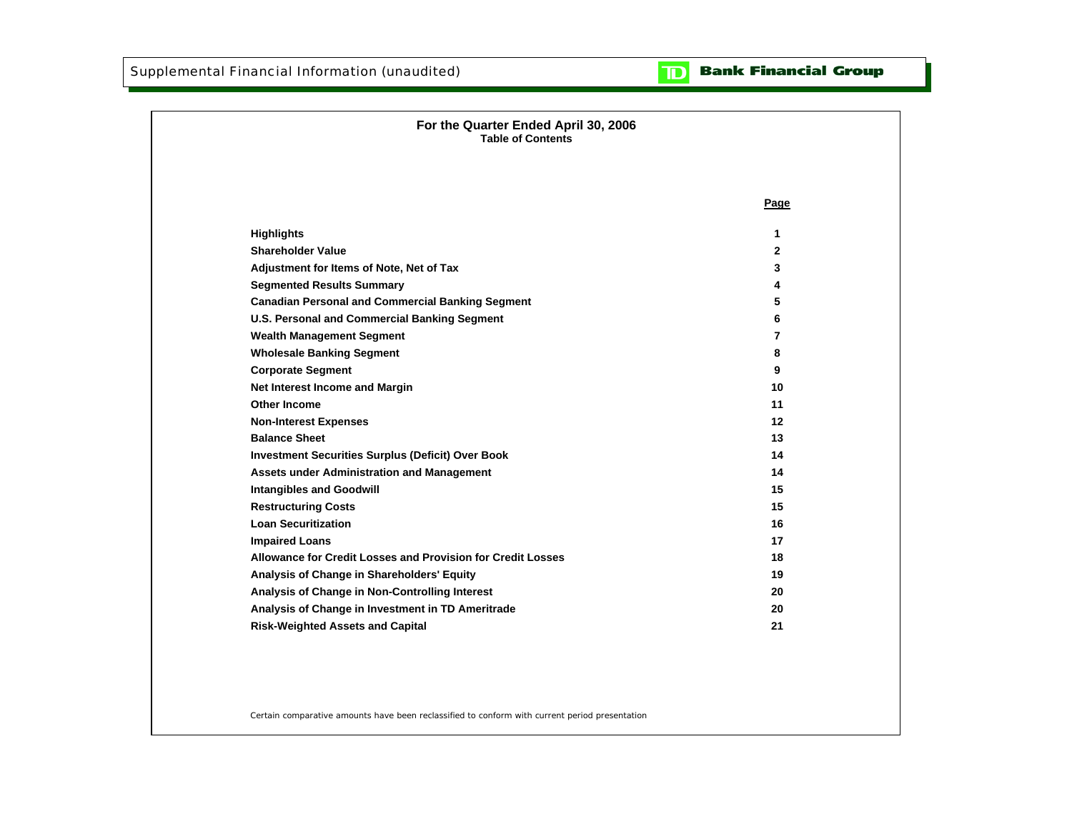Supplemental Financial Information (unaudited)

**Bank Financial Group**

## For the Quarter Ended April 30, 2006
### Table of Contents

| | Page |
|---|---|
| **Highlights** | 1 |
| **Shareholder Value** | 2 |
| **Adjustment for Items of Note, Net of Tax** | 3 |
| **Segmented Results Summary** | 4 |
| **Canadian Personal and Commercial Banking Segment** | 5 |
| **U.S. Personal and Commercial Banking Segment** | 6 |
| **Wealth Management Segment** | 7 |
| **Wholesale Banking Segment** | 8 |
| **Corporate Segment** | 9 |
| **Net Interest Income and Margin** | 10 |
| **Other Income** | 11 |
| **Non-Interest Expenses** | 12 |
| **Balance Sheet** | 13 |
| **Investment Securities Surplus (Deficit) Over Book** | 14 |
| **Assets under Administration and Management** | 14 |
| **Intangibles and Goodwill** | 15 |
| **Restructuring Costs** | 15 |
| **Loan Securitization** | 16 |
| **Impaired Loans** | 17 |
| **Allowance for Credit Losses and Provision for Credit Losses** | 18 |
| **Analysis of Change in Shareholders' Equity** | 19 |
| **Analysis of Change in Non-Controlling Interest** | 20 |
| **Analysis of Change in Investment in TD Ameritrade** | 20 |
| **Risk-Weighted Assets and Capital** | 21 |

Certain comparative amounts have been reclassified to conform with current period presentation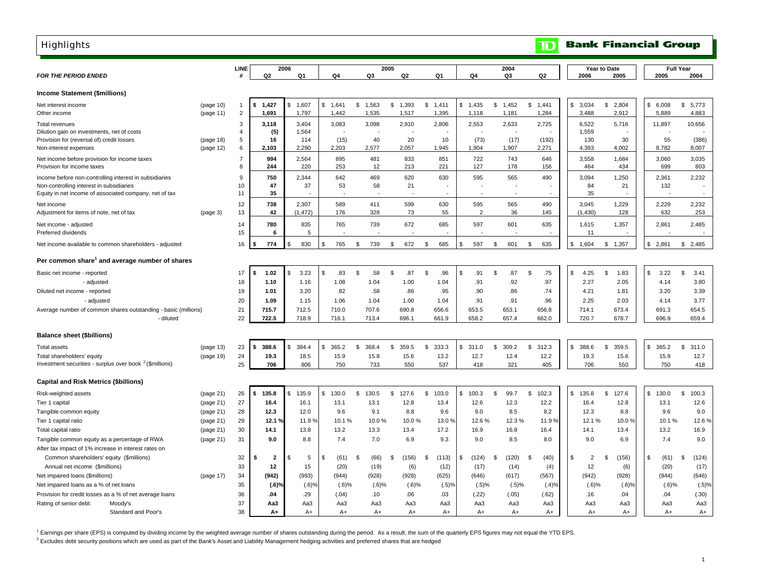# Highlights

**TD Bank Financial Group**

| *FOR THE PERIOD ENDED* | | LINE # | 2006 Q2 | 2006 Q1 | 2005 Q4 | 2005 Q3 | 2005 Q2 | 2005 Q1 | 2004 Q4 | 2004 Q3 | 2004 Q2 | Year to Date 2006 | Year to Date 2005 | Full Year 2005 | Full Year 2004 |
|---|---|---|---|---|---|---|---|---|---|---|---|---|---|---|---|
| **Income Statement ($millions)** | | | | | | | | | | | | | | | |
| Net interest income | (page 10) | 1 | **$ 1,427** | $ 1,607 | $ 1,641 | $ 1,563 | $ 1,393 | $ 1,411 | $ 1,435 | $ 1,452 | $ 1,441 | $ 3,034 | $ 2,804 | $ 6,008 | $ 5,773 |
| Other income | (page 11) | 2 | **1,691** | 1,797 | 1,442 | 1,535 | 1,517 | 1,395 | 1,118 | 1,181 | 1,284 | 3,488 | 2,912 | 5,889 | 4,883 |
| Total revenues | | 3 | **3,118** | 3,404 | 3,083 | 3,098 | 2,910 | 2,806 | 2,553 | 2,633 | 2,725 | 6,522 | 5,716 | 11,897 | 10,656 |
| Dilution gain on investments, net of costs | | 4 | **(5)** | 1,564 | - | - | - | - | - | - | - | 1,559 | - | - | - |
| Provision for (reversal of) credit losses | (page 18) | 5 | **16** | 114 | (15) | 40 | 20 | 10 | (73) | (17) | (192) | 130 | 30 | 55 | (386) |
| Non-interest expenses | (page 12) | 6 | **2,103** | 2,290 | 2,203 | 2,577 | 2,057 | 1,945 | 1,904 | 1,907 | 2,271 | 4,393 | 4,002 | 8,782 | 8,007 |
| Net income before provision for income taxes | | 7 | **994** | 2,564 | 895 | 481 | 833 | 851 | 722 | 743 | 646 | 3,558 | 1,684 | 3,060 | 3,035 |
| Provision for income taxes | | 8 | **244** | 220 | 253 | 12 | 213 | 221 | 127 | 178 | 156 | 464 | 434 | 699 | 803 |
| Income before non-controlling interest in subsidiaries | | 9 | **750** | 2,344 | 642 | 469 | 620 | 630 | 595 | 565 | 490 | 3,094 | 1,250 | 2,361 | 2,232 |
| Non-controlling interest in subsidiaries | | 10 | **47** | 37 | 53 | 58 | 21 | - | - | - | - | 84 | 21 | 132 | - |
| Equity in net income of associated company, net of tax | | 11 | **35** | - | - | - | - | - | - | - | - | 35 | - | - | - |
| Net income | | 12 | **738** | 2,307 | 589 | 411 | 599 | 630 | 595 | 565 | 490 | 3,045 | 1,229 | 2,229 | 2,232 |
| Adjustment for items of note, net of tax | (page 3) | 13 | **42** | (1,472) | 176 | 328 | 73 | 55 | 2 | 36 | 145 | (1,430) | 128 | 632 | 253 |
| Net income - adjusted | | 14 | **780** | 835 | 765 | 739 | 672 | 685 | 597 | 601 | 635 | 1,615 | 1,357 | 2,861 | 2,485 |
| Preferred dividends | | 15 | **6** | 5 | - | - | - | - | - | - | - | 11 | - | - | - |
| Net income available to common shareholders - adjusted | | 16 | **$ 774** | $ 830 | $ 765 | $ 739 | $ 672 | $ 685 | $ 597 | $ 601 | $ 635 | $ 1,604 | $ 1,357 | $ 2,861 | $ 2,485 |
| **Per common share[1] and average number of shares** | | | | | | | | | | | | | | | |
| Basic net income - reported | | 17 | **$ 1.02** | $ 3.23 | $ .83 | $ .58 | $ .87 | $ .96 | $ .91 | $ .87 | $ .75 | $ 4.25 | $ 1.83 | $ 3.22 | $ 3.41 |
| - adjusted | | 18 | **1.10** | 1.16 | 1.08 | 1.04 | 1.00 | 1.04 | .91 | .92 | .97 | 2.27 | 2.05 | 4.14 | 3.80 |
| Diluted net income - reported | | 19 | **1.01** | 3.20 | .82 | .58 | .86 | .95 | .90 | .86 | .74 | 4.21 | 1.81 | 3.20 | 3.39 |
| - adjusted | | 20 | **1.09** | 1.15 | 1.06 | 1.04 | 1.00 | 1.04 | .91 | .91 | .96 | 2.25 | 2.03 | 4.14 | 3.77 |
| Average number of common shares outstanding - basic (millions) | | 21 | **715.7** | 712.5 | 710.0 | 707.6 | 690.8 | 656.6 | 653.5 | 653.1 | 656.8 | 714.1 | 673.4 | 691.3 | 654.5 |
| - diluted | | 22 | **722.5** | 718.9 | 716.1 | 713.4 | 696.1 | 661.9 | 658.2 | 657.4 | 662.0 | 720.7 | 678.7 | 696.9 | 659.4 |
| **Balance sheet ($billions)** | | | | | | | | | | | | | | | |
| Total assets | (page 13) | 23 | **$ 388.6** | $ 384.4 | $ 365.2 | $ 368.4 | $ 359.5 | $ 333.3 | $ 311.0 | $ 309.2 | $ 312.3 | $ 388.6 | $ 359.5 | $ 365.2 | $ 311.0 |
| Total shareholders' equity | (page 19) | 24 | **19.3** | 18.5 | 15.9 | 15.8 | 15.6 | 13.2 | 12.7 | 12.4 | 12.2 | 19.3 | 15.6 | 15.9 | 12.7 |
| Investment securities - surplus over book [2] ($millions) | | 25 | **706** | 806 | 750 | 733 | 550 | 537 | 418 | 321 | 405 | 706 | 550 | 750 | 418 |
| **Capital and Risk Metrics ($billions)** | | | | | | | | | | | | | | | |
| Risk-weighted assets | (page 21) | 26 | **$ 135.8** | $ 135.9 | $ 130.0 | $ 130.5 | $ 127.6 | $ 103.0 | $ 100.3 | $ 99.7 | $ 102.3 | $ 135.8 | $ 127.6 | $ 130.0 | $ 100.3 |
| Tier 1 capital | (page 21) | 27 | **16.4** | 16.1 | 13.1 | 13.1 | 12.8 | 13.4 | 12.6 | 12.3 | 12.2 | 16.4 | 12.8 | 13.1 | 12.6 |
| Tangible common equity | (page 21) | 28 | **12.3** | 12.0 | 9.6 | 9.1 | 8.8 | 9.6 | 9.0 | 8.5 | 8.2 | 12.3 | 8.8 | 9.6 | 9.0 |
| Tier 1 capital ratio | (page 21) | 29 | **12.1 %** | 11.9 % | 10.1 % | 10.0 % | 10.0 % | 13.0 % | 12.6 % | 12.3 % | 11.9 % | 12.1 % | 10.0 % | 10.1 % | 12.6 % |
| Total capital ratio | (page 21) | 30 | **14.1** | 13.8 | 13.2 | 13.3 | 13.4 | 17.2 | 16.9 | 16.8 | 16.4 | 14.1 | 13.4 | 13.2 | 16.9 |
| Tangible common equity as a percentage of RWA | (page 21) | 31 | **9.0** | 8.8 | 7.4 | 7.0 | 6.9 | 9.3 | 9.0 | 8.5 | 8.0 | 9.0 | 6.9 | 7.4 | 9.0 |
| After tax impact of 1% increase in interest rates on | | | | | | | | | | | | | | | |
| Common shareholders' equity ($millions) | | 32 | **$ 2** | $ 5 | $ (61) | $ (66) | $ (156) | $ (113) | $ (124) | $ (120) | $ (40) | $ 2 | $ (156) | $ (61) | $ (124) |
| Annual net income ($millions) | | 33 | **12** | 15 | (20) | (19) | (6) | (12) | (17) | (14) | (4) | 12 | (6) | (20) | (17) |
| Net impaired loans ($millions) | (page 17) | 34 | **(942)** | (993) | (944) | (928) | (928) | (625) | (646) | (617) | (567) | (942) | (928) | (944) | (646) |
| Net impaired loans as a % of net loans | | 35 | **(.6)%** | (.6)% | (.6)% | (.6)% | (.6)% | (.5)% | (.5)% | (.5)% | (.4)% | (.6)% | (.6)% | (.6)% | (.5)% |
| Provision for credit losses as a % of net average loans | | 36 | **.04** | .29 | (.04) | .10 | .06 | .03 | (.22) | (.05) | (.62) | .16 | .04 | .04 | (.30) |
| Rating of senior debt: Moody's | | 37 | **Aa3** | Aa3 | Aa3 | Aa3 | Aa3 | Aa3 | Aa3 | Aa3 | Aa3 | Aa3 | Aa3 | Aa3 | Aa3 |
| Standard and Poor's | | 38 | **A+** | A+ | A+ | A+ | A+ | A+ | A+ | A+ | A+ | A+ | A+ | A+ | A+ |

[1] Earnings per share (EPS) is computed by dividing income by the weighted average number of shares outstanding during the period. As a result, the sum of the quarterly EPS figures may not equal the YTD EPS.

[2] Excludes debt security positions which are used as part of the Bank's Asset and Liability Management hedging activities and preferred shares that are hedged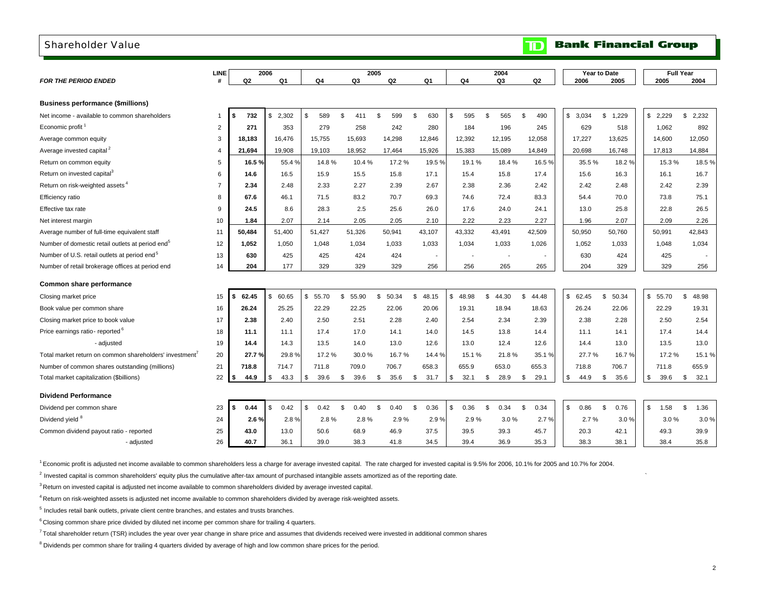## Shareholder Value

**TD Bank Financial Group**

| FOR THE PERIOD ENDED | LINE # | 2006 Q2 | 2006 Q1 | 2005 Q4 | 2005 Q3 | 2005 Q2 | 2005 Q1 | 2004 Q4 | 2004 Q3 | 2004 Q2 | Year to Date 2006 | Year to Date 2005 | Full Year 2005 | Full Year 2004 |
|---|---|---|---|---|---|---|---|---|---|---|---|---|---|---|
| **Business performance ($millions)** | | | | | | | | | | | | | | |
| Net income - available to common shareholders | 1 | **$ 732** | $ 2,302 | $ 589 | $ 411 | $ 599 | $ 630 | $ 595 | $ 565 | $ 490 | $ 3,034 | $ 1,229 | $ 2,229 | $ 2,232 |
| Economic profit [1] | 2 | **271** | 353 | 279 | 258 | 242 | 280 | 184 | 196 | 245 | 629 | 518 | 1,062 | 892 |
| Average common equity | 3 | **18,183** | 16,476 | 15,755 | 15,693 | 14,298 | 12,846 | 12,392 | 12,195 | 12,058 | 17,227 | 13,625 | 14,600 | 12,050 |
| Average invested capital [2] | 4 | **21,694** | 19,908 | 19,103 | 18,952 | 17,464 | 15,926 | 15,383 | 15,089 | 14,849 | 20,698 | 16,748 | 17,813 | 14,884 |
| Return on common equity | 5 | **16.5 %** | 55.4 % | 14.8 % | 10.4 % | 17.2 % | 19.5 % | 19.1 % | 18.4 % | 16.5 % | 35.5 % | 18.2 % | 15.3 % | 18.5 % |
| Return on invested capital [3] | 6 | **14.6** | 16.5 | 15.9 | 15.5 | 15.8 | 17.1 | 15.4 | 15.8 | 17.4 | 15.6 | 16.3 | 16.1 | 16.7 |
| Return on risk-weighted assets [4] | 7 | **2.34** | 2.48 | 2.33 | 2.27 | 2.39 | 2.67 | 2.38 | 2.36 | 2.42 | 2.42 | 2.48 | 2.42 | 2.39 |
| Efficiency ratio | 8 | **67.6** | 46.1 | 71.5 | 83.2 | 70.7 | 69.3 | 74.6 | 72.4 | 83.3 | 54.4 | 70.0 | 73.8 | 75.1 |
| Effective tax rate | 9 | **24.5** | 8.6 | 28.3 | 2.5 | 25.6 | 26.0 | 17.6 | 24.0 | 24.1 | 13.0 | 25.8 | 22.8 | 26.5 |
| Net interest margin | 10 | **1.84** | 2.07 | 2.14 | 2.05 | 2.05 | 2.10 | 2.22 | 2.23 | 2.27 | 1.96 | 2.07 | 2.09 | 2.26 |
| Average number of full-time equivalent staff | 11 | **50,484** | 51,400 | 51,427 | 51,326 | 50,941 | 43,107 | 43,332 | 43,491 | 42,509 | 50,950 | 50,760 | 50,991 | 42,843 |
| Number of domestic retail outlets at period end [5] | 12 | **1,052** | 1,050 | 1,048 | 1,034 | 1,033 | 1,033 | 1,034 | 1,033 | 1,026 | 1,052 | 1,033 | 1,048 | 1,034 |
| Number of U.S. retail outlets at period end [5] | 13 | **630** | 425 | 425 | 424 | 424 | - | - | - | - | 630 | 424 | 425 | - |
| Number of retail brokerage offices at period end | 14 | **204** | 177 | 329 | 329 | 329 | 256 | 256 | 265 | 265 | 204 | 329 | 329 | 256 |
| **Common share performance** | | | | | | | | | | | | | | |
| Closing market price | 15 | **$ 62.45** | $ 60.65 | $ 55.70 | $ 55.90 | $ 50.34 | $ 48.15 | $ 48.98 | $ 44.30 | $ 44.48 | $ 62.45 | $ 50.34 | $ 55.70 | $ 48.98 |
| Book value per common share | 16 | **26.24** | 25.25 | 22.29 | 22.25 | 22.06 | 20.06 | 19.31 | 18.94 | 18.63 | 26.24 | 22.06 | 22.29 | 19.31 |
| Closing market price to book value | 17 | **2.38** | 2.40 | 2.50 | 2.51 | 2.28 | 2.40 | 2.54 | 2.34 | 2.39 | 2.38 | 2.28 | 2.50 | 2.54 |
| Price earnings ratio - reported [6] | 18 | **11.1** | 11.1 | 17.4 | 17.0 | 14.1 | 14.0 | 14.5 | 13.8 | 14.4 | 11.1 | 14.1 | 17.4 | 14.4 |
| - adjusted | 19 | **14.4** | 14.3 | 13.5 | 14.0 | 13.0 | 12.6 | 13.0 | 12.4 | 12.6 | 14.4 | 13.0 | 13.5 | 13.0 |
| Total market return on common shareholders' investment [7] | 20 | **27.7 %** | 29.8 % | 17.2 % | 30.0 % | 16.7 % | 14.4 % | 15.1 % | 21.8 % | 35.1 % | 27.7 % | 16.7 % | 17.2 % | 15.1 % |
| Number of common shares outstanding (millions) | 21 | **718.8** | 714.7 | 711.8 | 709.0 | 706.7 | 658.3 | 655.9 | 653.0 | 655.3 | 718.8 | 706.7 | 711.8 | 655.9 |
| Total market capitalization ($billions) | 22 | **$ 44.9** | $ 43.3 | $ 39.6 | $ 39.6 | $ 35.6 | $ 31.7 | $ 32.1 | $ 28.9 | $ 29.1 | $ 44.9 | $ 35.6 | $ 39.6 | $ 32.1 |
| **Dividend Performance** | | | | | | | | | | | | | | |
| Dividend per common share | 23 | **$ 0.44** | $ 0.42 | $ 0.42 | $ 0.40 | $ 0.40 | $ 0.36 | $ 0.36 | $ 0.34 | $ 0.34 | $ 0.86 | $ 0.76 | $ 1.58 | $ 1.36 |
| Dividend yield [8] | 24 | **2.6 %** | 2.8 % | 2.8 % | 2.8 % | 2.9 % | 2.9 % | 2.9 % | 3.0 % | 2.7 % | 2.7 % | 3.0 % | 3.0 % | 3.0 % |
| Common dividend payout ratio - reported | 25 | **43.0** | 13.0 | 50.6 | 68.9 | 46.9 | 37.5 | 39.5 | 39.3 | 45.7 | 20.3 | 42.1 | 49.3 | 39.9 |
| - adjusted | 26 | **40.7** | 36.1 | 39.0 | 38.3 | 41.8 | 34.5 | 39.4 | 36.9 | 35.3 | 38.3 | 38.1 | 38.4 | 35.8 |

[1] Economic profit is adjusted net income available to common shareholders less a charge for average invested capital. The rate charged for invested capital is 9.5% for 2006, 10.1% for 2005 and 10.7% for 2004.

[2] Invested capital is common shareholders' equity plus the cumulative after-tax amount of purchased intangible assets amortized as of the reporting date.

[3] Return on invested capital is adjusted net income available to common shareholders divided by average invested capital.

[4] Return on risk-weighted assets is adjusted net income available to common shareholders divided by average risk-weighted assets.

[5] Includes retail bank outlets, private client centre branches, and estates and trusts branches.

[6] Closing common share price divided by diluted net income per common share for trailing 4 quarters.

[7] Total shareholder return (TSR) includes the year over year change in share price and assumes that dividends received were invested in additional common shares

[8] Dividends per common share for trailing 4 quarters divided by average of high and low common share prices for the period.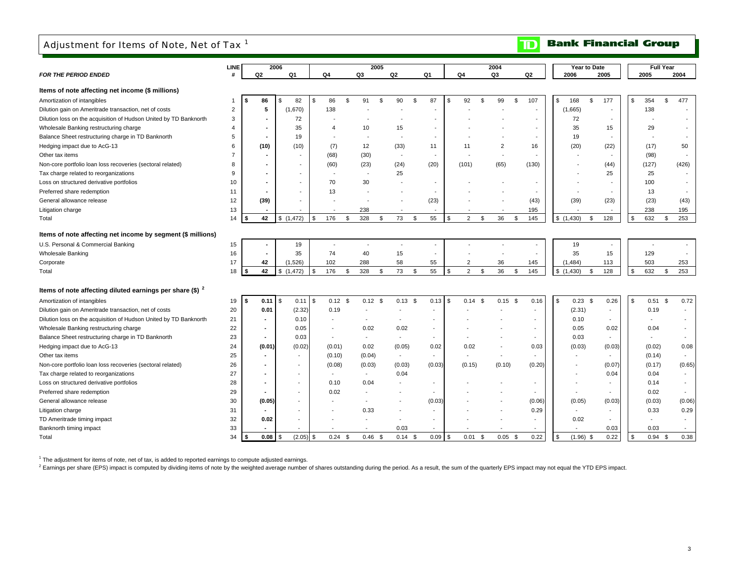# Adjustment for Items of Note, Net of Tax [1]

TD Bank Financial Group

| *FOR THE PERIOD ENDED* | LINE # | 2006 Q2 | 2006 Q1 | 2005 Q4 | 2005 Q3 | 2005 Q2 | 2005 Q1 | 2004 Q4 | 2004 Q3 | 2004 Q2 | Year to Date 2006 | Year to Date 2005 | Full Year 2005 | Full Year 2004 |
|---|---|---|---|---|---|---|---|---|---|---|---|---|---|---|
| **Items of note affecting net income ($ millions)** | | | | | | | | | | | | | | |
| Amortization of intangibles | 1 | **$ 86** | $ 82 | $ 86 | $ 91 | $ 90 | $ 87 | $ 92 | $ 99 | $ 107 | $ 168 | $ 177 | $ 354 | $ 477 |
| Dilution gain on Ameritrade transaction, net of costs | 2 | **5** | (1,670) | 138 | - | - | - | - | - | - | (1,665) | - | 138 | - |
| Dilution loss on the acquisition of Hudson United by TD Banknorth | 3 | **-** | 72 | - | - | - | - | - | - | - | 72 | - | - | - |
| Wholesale Banking restructuring charge | 4 | **-** | 35 | 4 | 10 | 15 | - | - | - | - | 35 | 15 | 29 | - |
| Balance Sheet restructuring charge in TD Banknorth | 5 | **-** | 19 | - | - | - | - | - | - | - | 19 | - | - | - |
| Hedging impact due to AcG-13 | 6 | **(10)** | (10) | (7) | 12 | (33) | 11 | 11 | 2 | 16 | (20) | (22) | (17) | 50 |
| Other tax items | 7 | **-** | - | (68) | (30) | - | - | - | - | - | - | - | (98) | - |
| Non-core portfolio loan loss recoveries (sectoral related) | 8 | **-** | - | (60) | (23) | (24) | (20) | (101) | (65) | (130) | - | (44) | (127) | (426) |
| Tax charge related to reorganizations | 9 | **-** | - | - | - | 25 | | | | | - | 25 | 25 | - |
| Loss on structured derivative portfolios | 10 | **-** | - | 70 | 30 | - | - | - | - | - | - | - | 100 | - |
| Preferred share redemption | 11 | **-** | - | 13 | - | - | - | - | - | - | - | - | 13 | - |
| General allowance release | 12 | **(39)** | - | - | - | - | (23) | - | - | (43) | (39) | (23) | (23) | (43) |
| Litigation charge | 13 | **-** | - | - | 238 | - | - | - | - | 195 | - | - | 238 | 195 |
| Total | 14 | **$ 42** | $ (1,472) | $ 176 | $ 328 | $ 73 | $ 55 | $ 2 | $ 36 | $ 145 | $ (1,430) | $ 128 | $ 632 | $ 253 |
| **Items of note affecting net income by segment ($ millions)** | | | | | | | | | | | | | | |
| U.S. Personal & Commercial Banking | 15 | **-** | 19 | - | - | - | - | - | - | - | 19 | - | - | - |
| Wholesale Banking | 16 | **-** | 35 | 74 | 40 | 15 | - | - | - | - | 35 | 15 | 129 | - |
| Corporate | 17 | **42** | (1,526) | 102 | 288 | 58 | 55 | 2 | 36 | 145 | (1,484) | 113 | 503 | 253 |
| Total | 18 | **$ 42** | $ (1,472) | $ 176 | $ 328 | $ 73 | $ 55 | $ 2 | $ 36 | $ 145 | $ (1,430) | $ 128 | $ 632 | $ 253 |
| **Items of note affecting diluted earnings per share ($) [2]** | | | | | | | | | | | | | | |
| Amortization of intangibles | 19 | **$ 0.11** | $ 0.11 | $ 0.12 | $ 0.12 | $ 0.13 | $ 0.13 | $ 0.14 | $ 0.15 | $ 0.16 | $ 0.23 | $ 0.26 | $ 0.51 | $ 0.72 |
| Dilution gain on Ameritrade transaction, net of costs | 20 | **0.01** | (2.32) | 0.19 | - | - | - | - | - | - | (2.31) | - | 0.19 | - |
| Dilution loss on the acquisition of Hudson United by TD Banknorth | 21 | **-** | 0.10 | - | - | - | - | - | - | - | 0.10 | - | - | - |
| Wholesale Banking restructuring charge | 22 | **-** | 0.05 | - | 0.02 | 0.02 | - | - | - | - | 0.05 | 0.02 | 0.04 | - |
| Balance Sheet restructuring charge in TD Banknorth | 23 | **-** | 0.03 | - | - | - | - | - | - | - | 0.03 | - | - | - |
| Hedging impact due to AcG-13 | 24 | **(0.01)** | (0.02) | (0.01) | 0.02 | (0.05) | 0.02 | 0.02 | - | 0.03 | (0.03) | (0.03) | (0.02) | 0.08 |
| Other tax items | 25 | **-** | - | (0.10) | (0.04) | - | - | - | - | - | - | - | (0.14) | - |
| Non-core portfolio loan loss recoveries (sectoral related) | 26 | **-** | - | (0.08) | (0.03) | (0.03) | (0.03) | (0.15) | (0.10) | (0.20) | - | (0.07) | (0.17) | (0.65) |
| Tax charge related to reorganizations | 27 | **-** | - | - | - | 0.04 | | | | | - | 0.04 | 0.04 | - |
| Loss on structured derivative portfolios | 28 | **-** | - | 0.10 | 0.04 | - | - | - | - | - | - | - | 0.14 | - |
| Preferred share redemption | 29 | **-** | - | 0.02 | - | - | - | - | - | - | - | - | 0.02 | - |
| General allowance release | 30 | **(0.05)** | - | - | - | - | (0.03) | - | - | (0.06) | (0.05) | (0.03) | (0.03) | (0.06) |
| Litigation charge | 31 | **-** | - | - | 0.33 | - | - | - | - | 0.29 | - | - | 0.33 | 0.29 |
| TD Ameritrade timing impact | 32 | **0.02** | - | - | - | - | - | - | - | - | 0.02 | - | - | - |
| Banknorth timing impact | 33 | **-** | - | - | - | 0.03 | - | - | - | - | - | 0.03 | 0.03 | - |
| Total | 34 | **$ 0.08** | $ (2.05) | $ 0.24 | $ 0.46 | $ 0.14 | $ 0.09 | $ 0.01 | $ 0.05 | $ 0.22 | $ (1.96) | $ 0.22 | $ 0.94 | $ 0.38 |

[1] The adjustment for items of note, net of tax, is added to reported earnings to compute adjusted earnings.

[2] Earnings per share (EPS) impact is computed by dividing items of note by the weighted average number of shares outstanding during the period. As a result, the sum of the quarterly EPS impact may not equal the YTD EPS impact.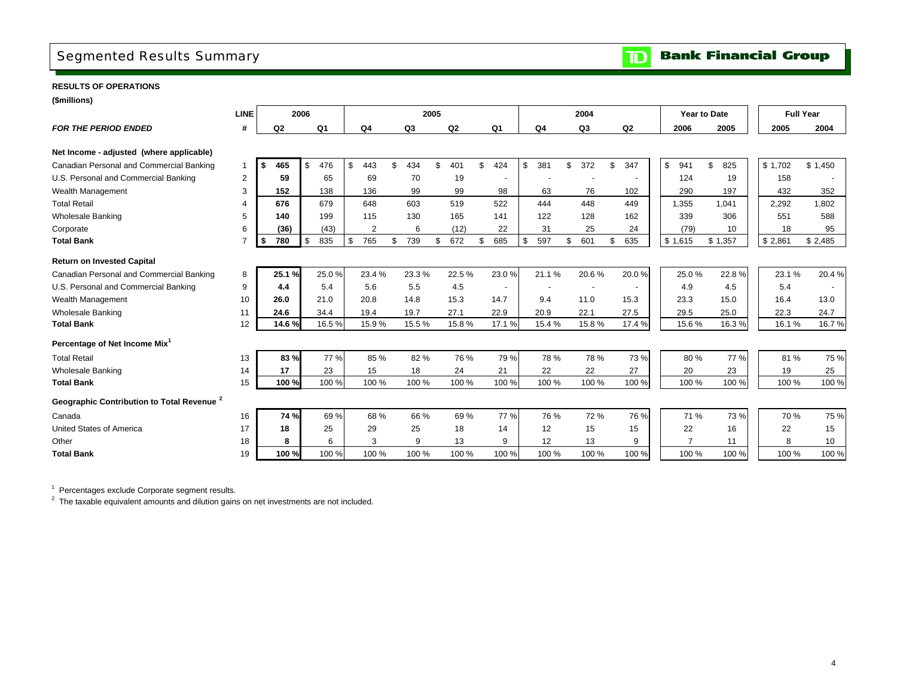# Segmented Results Summary

**Bank Financial Group**

**RESULTS OF OPERATIONS**

**($millions)**

| | LINE | 2006 | | 2005 | | | | 2004 | | | Year to Date | | Full Year | |
|---|---|---|---|---|---|---|---|---|---|---|---|---|---|---|
| ***FOR THE PERIOD ENDED*** | **#** | **Q2** | **Q1** | **Q4** | **Q3** | **Q2** | **Q1** | **Q4** | **Q3** | **Q2** | **2006** | **2005** | **2005** | **2004** |
| **Net Income - adjusted (where applicable)** | | | | | | | | | | | | | | |
| Canadian Personal and Commercial Banking | 1 | **$ 465** | $ 476 | $ 443 | $ 434 | $ 401 | $ 424 | $ 381 | $ 372 | $ 347 | $ 941 | $ 825 | $ 1,702 | $ 1,450 |
| U.S. Personal and Commercial Banking | 2 | **59** | 65 | 69 | 70 | 19 | - | - | - | - | 124 | 19 | 158 | - |
| Wealth Management | 3 | **152** | 138 | 136 | 99 | 99 | 98 | 63 | 76 | 102 | 290 | 197 | 432 | 352 |
| Total Retail | 4 | **676** | 679 | 648 | 603 | 519 | 522 | 444 | 448 | 449 | 1,355 | 1,041 | 2,292 | 1,802 |
| Wholesale Banking | 5 | **140** | 199 | 115 | 130 | 165 | 141 | 122 | 128 | 162 | 339 | 306 | 551 | 588 |
| Corporate | 6 | **(36)** | (43) | 2 | 6 | (12) | 22 | 31 | 25 | 24 | (79) | 10 | 18 | 95 |
| **Total Bank** | 7 | **$ 780** | $ 835 | $ 765 | $ 739 | $ 672 | $ 685 | $ 597 | $ 601 | $ 635 | $ 1,615 | $ 1,357 | $ 2,861 | $ 2,485 |
| **Return on Invested Capital** | | | | | | | | | | | | | | |
| Canadian Personal and Commercial Banking | 8 | **25.1 %** | 25.0 % | 23.4 % | 23.3 % | 22.5 % | 23.0 % | 21.1 % | 20.6 % | 20.0 % | 25.0 % | 22.8 % | 23.1 % | 20.4 % |
| U.S. Personal and Commercial Banking | 9 | **4.4** | 5.4 | 5.6 | 5.5 | 4.5 | - | - | - | - | 4.9 | 4.5 | 5.4 | - |
| Wealth Management | 10 | **26.0** | 21.0 | 20.8 | 14.8 | 15.3 | 14.7 | 9.4 | 11.0 | 15.3 | 23.3 | 15.0 | 16.4 | 13.0 |
| Wholesale Banking | 11 | **24.6** | 34.4 | 19.4 | 19.7 | 27.1 | 22.9 | 20.9 | 22.1 | 27.5 | 29.5 | 25.0 | 22.3 | 24.7 |
| **Total Bank** | 12 | **14.6 %** | 16.5 % | 15.9 % | 15.5 % | 15.8 % | 17.1 % | 15.4 % | 15.8 % | 17.4 % | 15.6 % | 16.3 % | 16.1 % | 16.7 % |
| **Percentage of Net Income Mix[1]** | | | | | | | | | | | | | | |
| Total Retail | 13 | **83 %** | 77 % | 85 % | 82 % | 76 % | 79 % | 78 % | 78 % | 73 % | 80 % | 77 % | 81 % | 75 % |
| Wholesale Banking | 14 | **17** | 23 | 15 | 18 | 24 | 21 | 22 | 22 | 27 | 20 | 23 | 19 | 25 |
| **Total Bank** | 15 | **100 %** | 100 % | 100 % | 100 % | 100 % | 100 % | 100 % | 100 % | 100 % | 100 % | 100 % | 100 % | 100 % |
| **Geographic Contribution to Total Revenue [2]** | | | | | | | | | | | | | | |
| Canada | 16 | **74 %** | 69 % | 68 % | 66 % | 69 % | 77 % | 76 % | 72 % | 76 % | 71 % | 73 % | 70 % | 75 % |
| United States of America | 17 | **18** | 25 | 29 | 25 | 18 | 14 | 12 | 15 | 15 | 22 | 16 | 22 | 15 |
| Other | 18 | **8** | 6 | 3 | 9 | 13 | 9 | 12 | 13 | 9 | 7 | 11 | 8 | 10 |
| **Total Bank** | 19 | **100 %** | 100 % | 100 % | 100 % | 100 % | 100 % | 100 % | 100 % | 100 % | 100 % | 100 % | 100 % | 100 % |

[1] Percentages exclude Corporate segment results.

[2] The taxable equivalent amounts and dilution gains on net investments are not included.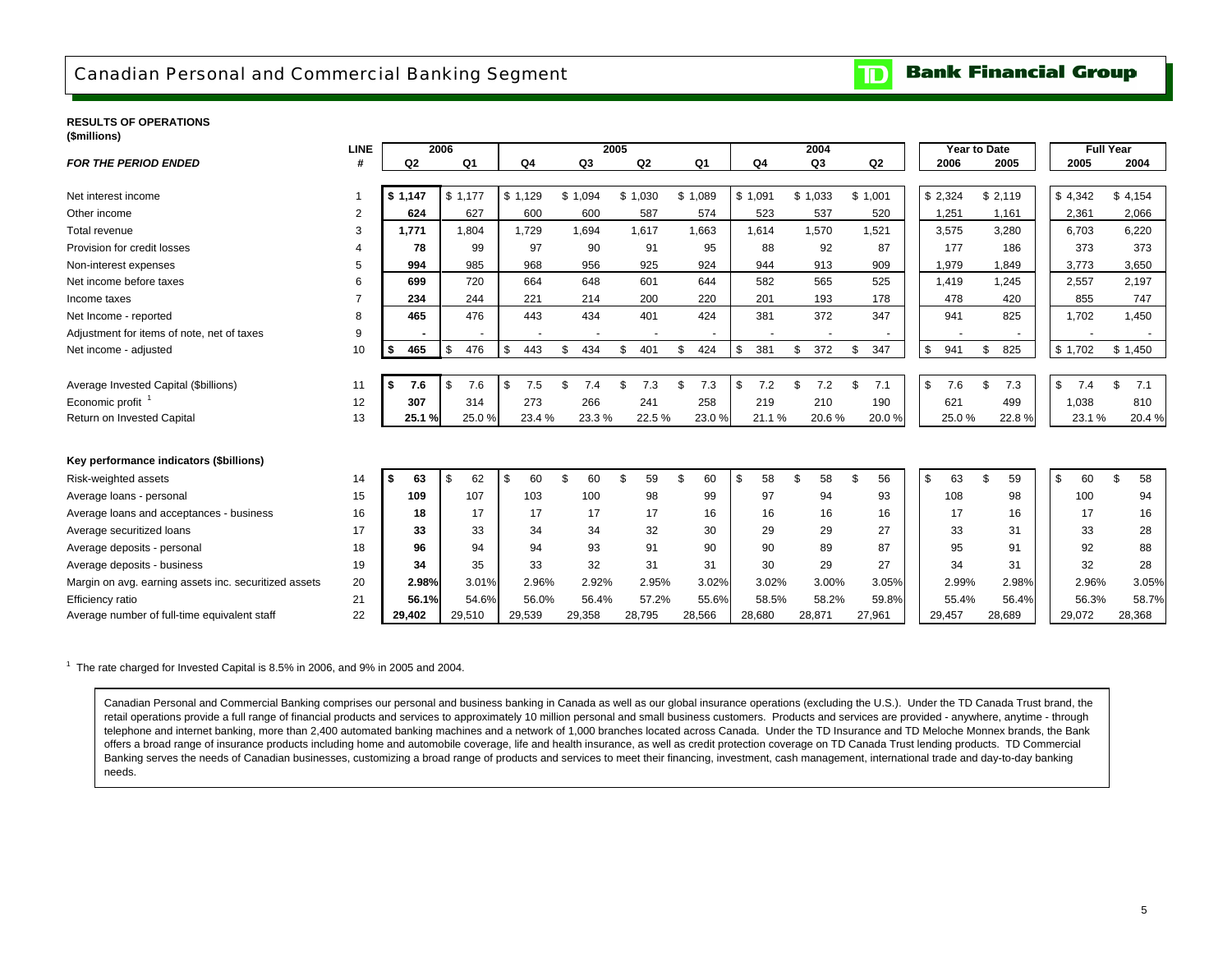# Canadian Personal and Commercial Banking Segment

TD Bank Financial Group

**RESULTS OF OPERATIONS**
**($millions)**

| *FOR THE PERIOD ENDED* | LINE # | 2006 Q2 | 2006 Q1 | 2005 Q4 | 2005 Q3 | 2005 Q2 | 2005 Q1 | 2004 Q4 | 2004 Q3 | 2004 Q2 | Year to Date 2006 | Year to Date 2005 | Full Year 2005 | Full Year 2004 |
|---|---|---|---|---|---|---|---|---|---|---|---|---|---|---|
| Net interest income | 1 | **$ 1,147** | $ 1,177 | $ 1,129 | $ 1,094 | $ 1,030 | $ 1,089 | $ 1,091 | $ 1,033 | $ 1,001 | $ 2,324 | $ 2,119 | $ 4,342 | $ 4,154 |
| Other income | 2 | **624** | 627 | 600 | 600 | 587 | 574 | 523 | 537 | 520 | 1,251 | 1,161 | 2,361 | 2,066 |
| Total revenue | 3 | **1,771** | 1,804 | 1,729 | 1,694 | 1,617 | 1,663 | 1,614 | 1,570 | 1,521 | 3,575 | 3,280 | 6,703 | 6,220 |
| Provision for credit losses | 4 | **78** | 99 | 97 | 90 | 91 | 95 | 88 | 92 | 87 | 177 | 186 | 373 | 373 |
| Non-interest expenses | 5 | **994** | 985 | 968 | 956 | 925 | 924 | 944 | 913 | 909 | 1,979 | 1,849 | 3,773 | 3,650 |
| Net income before taxes | 6 | **699** | 720 | 664 | 648 | 601 | 644 | 582 | 565 | 525 | 1,419 | 1,245 | 2,557 | 2,197 |
| Income taxes | 7 | **234** | 244 | 221 | 214 | 200 | 220 | 201 | 193 | 178 | 478 | 420 | 855 | 747 |
| Net Income - reported | 8 | **465** | 476 | 443 | 434 | 401 | 424 | 381 | 372 | 347 | 941 | 825 | 1,702 | 1,450 |
| Adjustment for items of note, net of taxes | 9 | **-** | - | - | - | - | - | - | - | - | - | - | - | - |
| Net income - adjusted | 10 | **$ 465** | $ 476 | $ 443 | $ 434 | $ 401 | $ 424 | $ 381 | $ 372 | $ 347 | $ 941 | $ 825 | $ 1,702 | $ 1,450 |
| Average Invested Capital ($billions) | 11 | **$ 7.6** | $ 7.6 | $ 7.5 | $ 7.4 | $ 7.3 | $ 7.3 | $ 7.2 | $ 7.2 | $ 7.1 | $ 7.6 | $ 7.3 | $ 7.4 | $ 7.1 |
| Economic profit [1] | 12 | **307** | 314 | 273 | 266 | 241 | 258 | 219 | 210 | 190 | 621 | 499 | 1,038 | 810 |
| Return on Invested Capital | 13 | **25.1 %** | 25.0 % | 23.4 % | 23.3 % | 22.5 % | 23.0 % | 21.1 % | 20.6 % | 20.0 % | 25.0 % | 22.8 % | 23.1 % | 20.4 % |

**Key performance indicators ($billions)**

| | LINE # | 2006 Q2 | 2006 Q1 | 2005 Q4 | 2005 Q3 | 2005 Q2 | 2005 Q1 | 2004 Q4 | 2004 Q3 | 2004 Q2 | Year to Date 2006 | Year to Date 2005 | Full Year 2005 | Full Year 2004 |
|---|---|---|---|---|---|---|---|---|---|---|---|---|---|---|
| Risk-weighted assets | 14 | **$ 63** | $ 62 | $ 60 | $ 60 | $ 59 | $ 60 | $ 58 | $ 58 | $ 56 | $ 63 | $ 59 | $ 60 | $ 58 |
| Average loans - personal | 15 | **109** | 107 | 103 | 100 | 98 | 99 | 97 | 94 | 93 | 108 | 98 | 100 | 94 |
| Average loans and acceptances - business | 16 | **18** | 17 | 17 | 17 | 17 | 16 | 16 | 16 | 16 | 17 | 16 | 17 | 16 |
| Average securitized loans | 17 | **33** | 33 | 34 | 34 | 32 | 30 | 29 | 29 | 27 | 33 | 31 | 33 | 28 |
| Average deposits - personal | 18 | **96** | 94 | 94 | 93 | 91 | 90 | 90 | 89 | 87 | 95 | 91 | 92 | 88 |
| Average deposits - business | 19 | **34** | 35 | 33 | 32 | 31 | 31 | 30 | 29 | 27 | 34 | 31 | 32 | 28 |
| Margin on avg. earning assets inc. securitized assets | 20 | **2.98%** | 3.01% | 2.96% | 2.92% | 2.95% | 3.02% | 3.02% | 3.00% | 3.05% | 2.99% | 2.98% | 2.96% | 3.05% |
| Efficiency ratio | 21 | **56.1%** | 54.6% | 56.0% | 56.4% | 57.2% | 55.6% | 58.5% | 58.2% | 59.8% | 55.4% | 56.4% | 56.3% | 58.7% |
| Average number of full-time equivalent staff | 22 | **29,402** | 29,510 | 29,539 | 29,358 | 28,795 | 28,566 | 28,680 | 28,871 | 27,961 | 29,457 | 28,689 | 29,072 | 28,368 |

[1] The rate charged for Invested Capital is 8.5% in 2006, and 9% in 2005 and 2004.

Canadian Personal and Commercial Banking comprises our personal and business banking in Canada as well as our global insurance operations (excluding the U.S.). Under the TD Canada Trust brand, the retail operations provide a full range of financial products and services to approximately 10 million personal and small business customers. Products and services are provided - anywhere, anytime - through telephone and internet banking, more than 2,400 automated banking machines and a network of 1,000 branches located across Canada. Under the TD Insurance and TD Meloche Monnex brands, the Bank offers a broad range of insurance products including home and automobile coverage, life and health insurance, as well as credit protection coverage on TD Canada Trust lending products. TD Commercial Banking serves the needs of Canadian businesses, customizing a broad range of products and services to meet their financing, investment, cash management, international trade and day-to-day banking needs.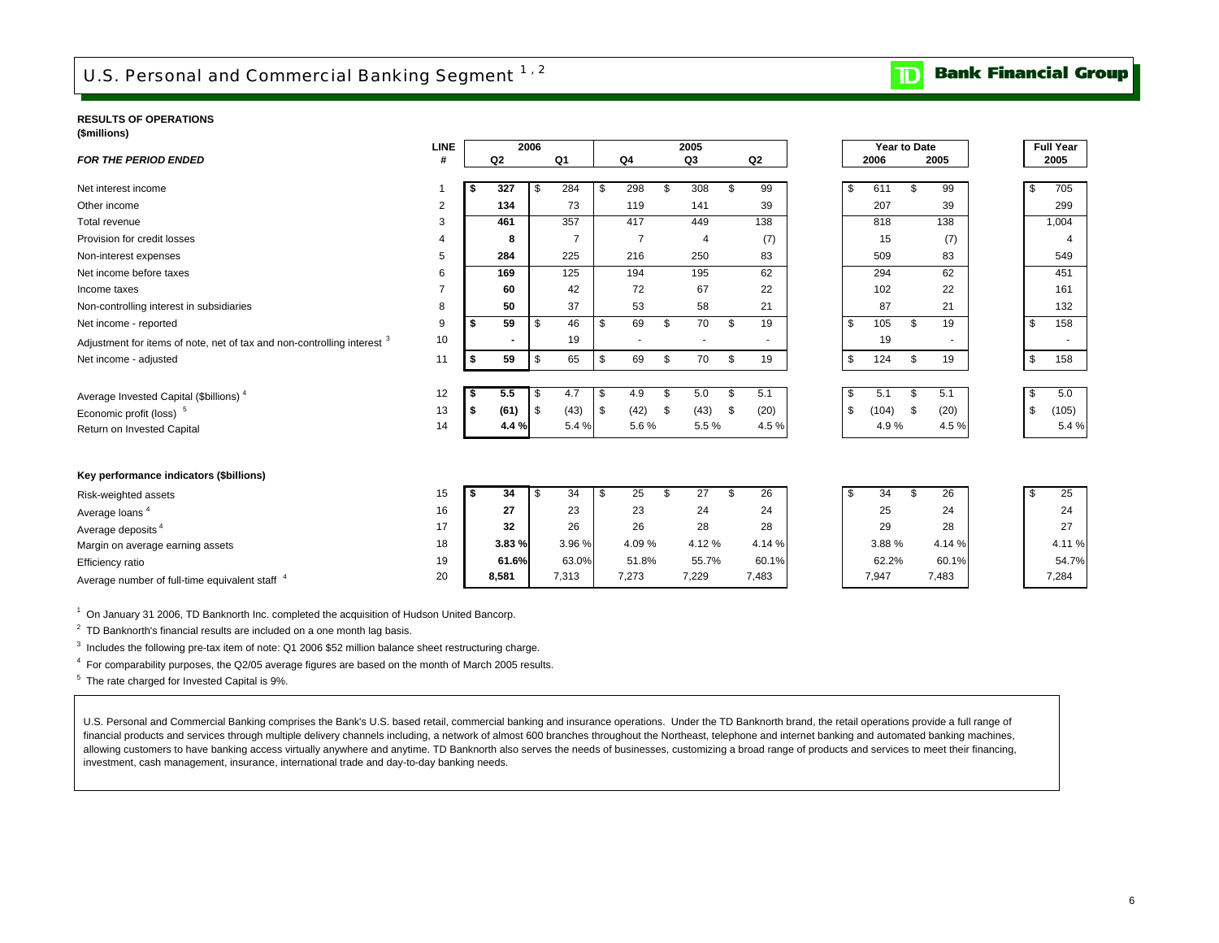# U.S. Personal and Commercial Banking Segment [1, 2]

**RESULTS OF OPERATIONS**
**($millions)**

| *FOR THE PERIOD ENDED* | LINE # | 2006 Q2 | 2006 Q1 | 2005 Q4 | 2005 Q3 | 2005 Q2 | Year to Date 2006 | Year to Date 2005 | Full Year 2005 |
|---|---|---|---|---|---|---|---|---|---|
| Net interest income | 1 | **$ 327** | $ 284 | $ 298 | $ 308 | $ 99 | $ 611 | $ 99 | $ 705 |
| Other income | 2 | **134** | 73 | 119 | 141 | 39 | 207 | 39 | 299 |
| Total revenue | 3 | **461** | 357 | 417 | 449 | 138 | 818 | 138 | 1,004 |
| Provision for credit losses | 4 | **8** | 7 | 7 | 4 | (7) | 15 | (7) | 4 |
| Non-interest expenses | 5 | **284** | 225 | 216 | 250 | 83 | 509 | 83 | 549 |
| Net income before taxes | 6 | **169** | 125 | 194 | 195 | 62 | 294 | 62 | 451 |
| Income taxes | 7 | **60** | 42 | 72 | 67 | 22 | 102 | 22 | 161 |
| Non-controlling interest in subsidiaries | 8 | **50** | 37 | 53 | 58 | 21 | 87 | 21 | 132 |
| Net income - reported | 9 | **$ 59** | $ 46 | $ 69 | $ 70 | $ 19 | $ 105 | $ 19 | $ 158 |
| Adjustment for items of note, net of tax and non-controlling interest [3] | 10 | **-** | 19 | - | - | - | 19 | - | - |
| Net income - adjusted | 11 | **$ 59** | $ 65 | $ 69 | $ 70 | $ 19 | $ 124 | $ 19 | $ 158 |
| Average Invested Capital ($billions) [4] | 12 | **$ 5.5** | $ 4.7 | $ 4.9 | $ 5.0 | $ 5.1 | $ 5.1 | $ 5.1 | $ 5.0 |
| Economic profit (loss) [5] | 13 | **$ (61)** | $ (43) | $ (42) | $ (43) | $ (20) | $ (104) | $ (20) | $ (105) |
| Return on Invested Capital | 14 | **4.4 %** | 5.4 % | 5.6 % | 5.5 % | 4.5 % | 4.9 % | 4.5 % | 5.4 % |

**Key performance indicators ($billions)**

| | LINE # | 2006 Q2 | 2006 Q1 | 2005 Q4 | 2005 Q3 | 2005 Q2 | Year to Date 2006 | Year to Date 2005 | Full Year 2005 |
|---|---|---|---|---|---|---|---|---|---|
| Risk-weighted assets | 15 | **$ 34** | $ 34 | $ 25 | $ 27 | $ 26 | $ 34 | $ 26 | $ 25 |
| Average loans [4] | 16 | **27** | 23 | 23 | 24 | 24 | 25 | 24 | 24 |
| Average deposits [4] | 17 | **32** | 26 | 26 | 28 | 28 | 29 | 28 | 27 |
| Margin on average earning assets | 18 | **3.83 %** | 3.96 % | 4.09 % | 4.12 % | 4.14 % | 3.88 % | 4.14 % | 4.11 % |
| Efficiency ratio | 19 | **61.6%** | 63.0% | 51.8% | 55.7% | 60.1% | 62.2% | 60.1% | 54.7% |
| Average number of full-time equivalent staff [4] | 20 | **8,581** | 7,313 | 7,273 | 7,229 | 7,483 | 7,947 | 7,483 | 7,284 |

[1] On January 31 2006, TD Banknorth Inc. completed the acquisition of Hudson United Bancorp.

[2] TD Banknorth's financial results are included on a one month lag basis.

[3] Includes the following pre-tax item of note: Q1 2006 $52 million balance sheet restructuring charge.

[4] For comparability purposes, the Q2/05 average figures are based on the month of March 2005 results.

[5] The rate charged for Invested Capital is 9%.

U.S. Personal and Commercial Banking comprises the Bank's U.S. based retail, commercial banking and insurance operations. Under the TD Banknorth brand, the retail operations provide a full range of financial products and services through multiple delivery channels including, a network of almost 600 branches throughout the Northeast, telephone and internet banking and automated banking machines, allowing customers to have banking access virtually anywhere and anytime. TD Banknorth also serves the needs of businesses, customizing a broad range of products and services to meet their financing, investment, cash management, insurance, international trade and day-to-day banking needs.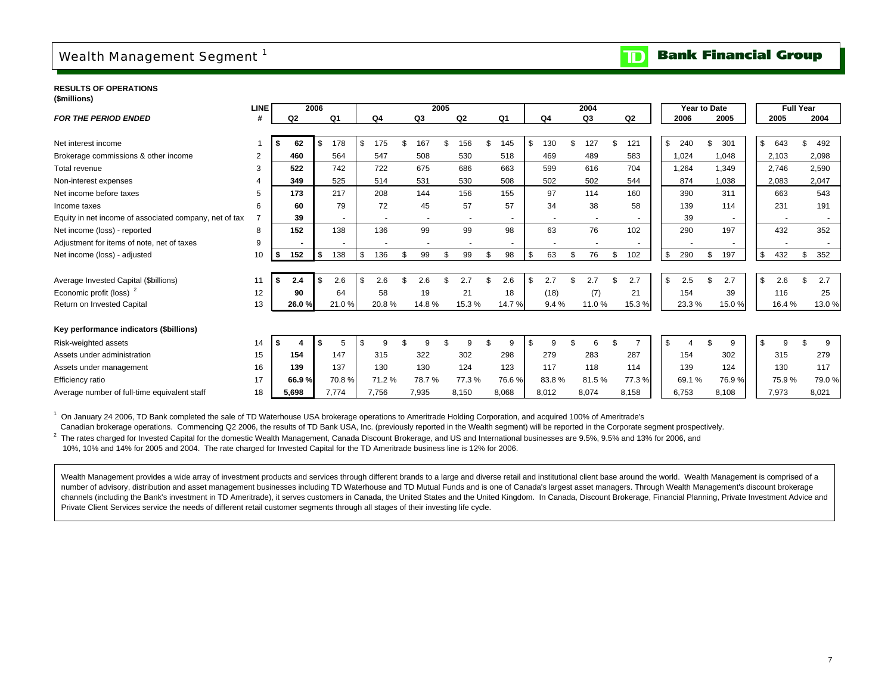# Wealth Management Segment [1]

**RESULTS OF OPERATIONS**
**($millions)**

| FOR THE PERIOD ENDED | LINE # | 2006 Q2 | 2006 Q1 | 2005 Q4 | 2005 Q3 | 2005 Q2 | 2005 Q1 | 2004 Q4 | 2004 Q3 | 2004 Q2 | Year to Date 2006 | Year to Date 2005 | Full Year 2005 | Full Year 2004 |
|---|---|---|---|---|---|---|---|---|---|---|---|---|---|---|
| Net interest income | 1 | $ 62 | $ 178 | $ 175 | $ 167 | $ 156 | $ 145 | $ 130 | $ 127 | $ 121 | $ 240 | $ 301 | $ 643 | $ 492 |
| Brokerage commissions & other income | 2 | 460 | 564 | 547 | 508 | 530 | 518 | 469 | 489 | 583 | 1,024 | 1,048 | 2,103 | 2,098 |
| Total revenue | 3 | 522 | 742 | 722 | 675 | 686 | 663 | 599 | 616 | 704 | 1,264 | 1,349 | 2,746 | 2,590 |
| Non-interest expenses | 4 | 349 | 525 | 514 | 531 | 530 | 508 | 502 | 502 | 544 | 874 | 1,038 | 2,083 | 2,047 |
| Net income before taxes | 5 | 173 | 217 | 208 | 144 | 156 | 155 | 97 | 114 | 160 | 390 | 311 | 663 | 543 |
| Income taxes | 6 | 60 | 79 | 72 | 45 | 57 | 57 | 34 | 38 | 58 | 139 | 114 | 231 | 191 |
| Equity in net income of associated company, net of tax | 7 | 39 | - | - | - | - | - | - | - | - | 39 | - | - | - |
| Net income (loss) - reported | 8 | 152 | 138 | 136 | 99 | 99 | 98 | 63 | 76 | 102 | 290 | 197 | 432 | 352 |
| Adjustment for items of note, net of taxes | 9 | - | - | - | - | - | - | - | - | - | - | - | - | - |
| Net income (loss) - adjusted | 10 | $ 152 | $ 138 | $ 136 | $ 99 | $ 99 | $ 98 | $ 63 | $ 76 | $ 102 | $ 290 | $ 197 | $ 432 | $ 352 |
| | | | | | | | | | | | | | | |
| Average Invested Capital ($billions) | 11 | $ 2.4 | $ 2.6 | $ 2.6 | $ 2.6 | $ 2.7 | $ 2.6 | $ 2.7 | $ 2.7 | $ 2.7 | $ 2.5 | $ 2.7 | $ 2.6 | $ 2.7 |
| Economic profit (loss) [2] | 12 | 90 | 64 | 58 | 19 | 21 | 18 | (18) | (7) | 21 | 154 | 39 | 116 | 25 |
| Return on Invested Capital | 13 | 26.0 % | 21.0 % | 20.8 % | 14.8 % | 15.3 % | 14.7 % | 9.4 % | 11.0 % | 15.3 % | 23.3 % | 15.0 % | 16.4 % | 13.0 % |
| | | | | | | | | | | | | | | |
| **Key performance indicators ($billions)** | | | | | | | | | | | | | | |
| Risk-weighted assets | 14 | $ 4 | $ 5 | $ 9 | $ 9 | $ 9 | $ 9 | $ 9 | $ 6 | $ 7 | $ 4 | $ 9 | $ 9 | $ 9 |
| Assets under administration | 15 | 154 | 147 | 315 | 322 | 302 | 298 | 279 | 283 | 287 | 154 | 302 | 315 | 279 |
| Assets under management | 16 | 139 | 137 | 130 | 130 | 124 | 123 | 117 | 118 | 114 | 139 | 124 | 130 | 117 |
| Efficiency ratio | 17 | 66.9 % | 70.8 % | 71.2 % | 78.7 % | 77.3 % | 76.6 % | 83.8 % | 81.5 % | 77.3 % | 69.1 % | 76.9 % | 75.9 % | 79.0 % |
| Average number of full-time equivalent staff | 18 | 5,698 | 7,774 | 7,756 | 7,935 | 8,150 | 8,068 | 8,012 | 8,074 | 8,158 | 6,753 | 8,108 | 7,973 | 8,021 |

[1] On January 24 2006, TD Bank completed the sale of TD Waterhouse USA brokerage operations to Ameritrade Holding Corporation, and acquired 100% of Ameritrade's Canadian brokerage operations. Commencing Q2 2006, the results of TD Bank USA, Inc. (previously reported in the Wealth segment) will be reported in the Corporate segment prospectively.

[2] The rates charged for Invested Capital for the domestic Wealth Management, Canada Discount Brokerage, and US and International businesses are 9.5%, 9.5% and 13% for 2006, and 10%, 10% and 14% for 2005 and 2004. The rate charged for Invested Capital for the TD Ameritrade business line is 12% for 2006.

Wealth Management provides a wide array of investment products and services through different brands to a large and diverse retail and institutional client base around the world. Wealth Management is comprised of a number of advisory, distribution and asset management businesses including TD Waterhouse and TD Mutual Funds and is one of Canada's largest asset managers. Through Wealth Management's discount brokerage channels (including the Bank's investment in TD Ameritrade), it serves customers in Canada, the United States and the United Kingdom. In Canada, Discount Brokerage, Financial Planning, Private Investment Advice and Private Client Services service the needs of different retail customer segments through all stages of their investing life cycle.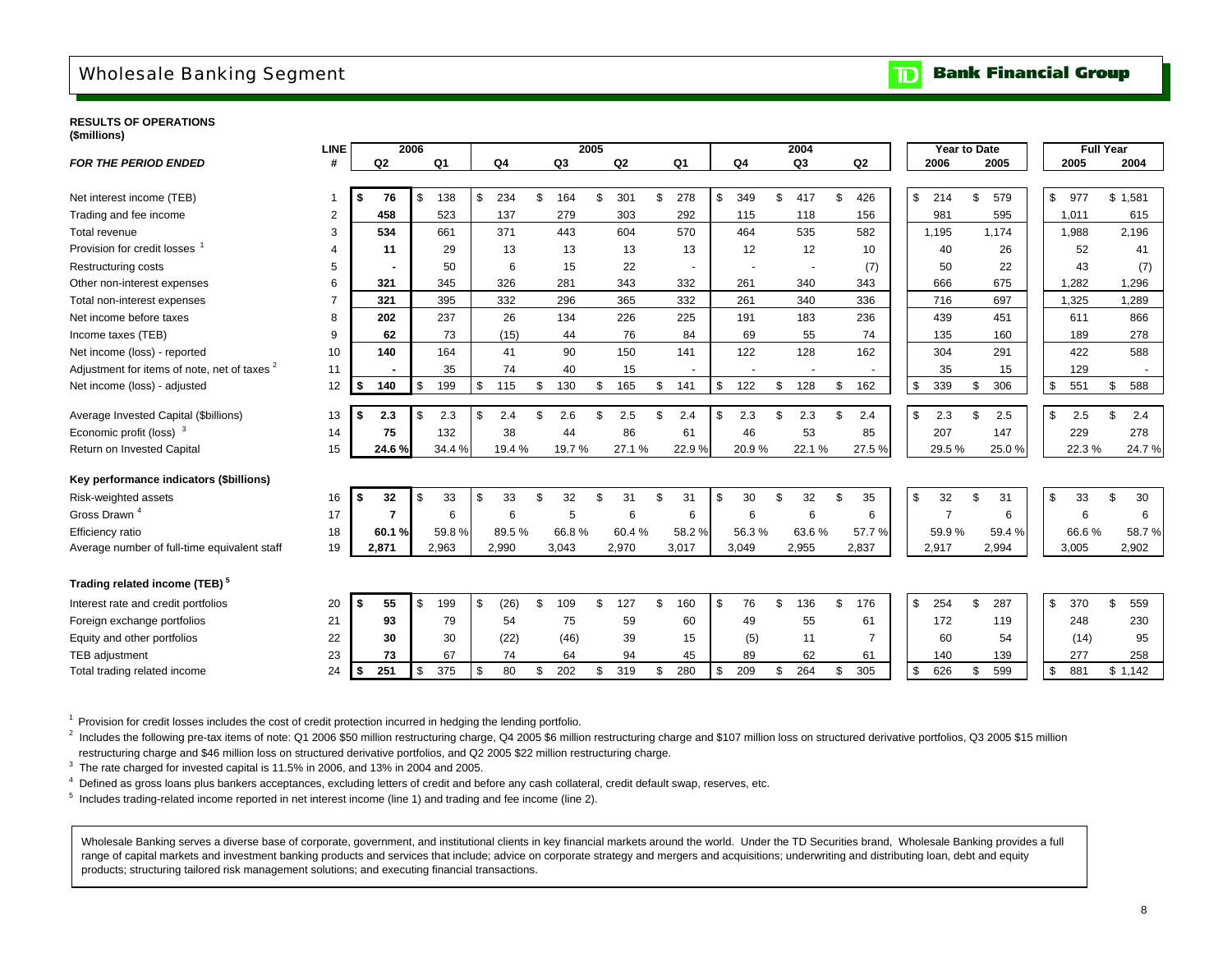# Wholesale Banking Segment

**TD Bank Financial Group**

**RESULTS OF OPERATIONS**
**($millions)**

| *FOR THE PERIOD ENDED* | LINE # | 2006 Q2 | 2006 Q1 | 2005 Q4 | 2005 Q3 | 2005 Q2 | 2005 Q1 | 2004 Q4 | 2004 Q3 | 2004 Q2 | Year to Date 2006 | Year to Date 2005 | Full Year 2005 | Full Year 2004 |
|---|---|---|---|---|---|---|---|---|---|---|---|---|---|---|
| Net interest income (TEB) | 1 | $ 76 | $ 138 | $ 234 | $ 164 | $ 301 | $ 278 | $ 349 | $ 417 | $ 426 | $ 214 | $ 579 | $ 977 | $ 1,581 |
| Trading and fee income | 2 | 458 | 523 | 137 | 279 | 303 | 292 | 115 | 118 | 156 | 981 | 595 | 1,011 | 615 |
| Total revenue | 3 | 534 | 661 | 371 | 443 | 604 | 570 | 464 | 535 | 582 | 1,195 | 1,174 | 1,988 | 2,196 |
| Provision for credit losses [1] | 4 | 11 | 29 | 13 | 13 | 13 | 13 | 12 | 12 | 10 | 40 | 26 | 52 | 41 |
| Restructuring costs | 5 | - | 50 | 6 | 15 | 22 | - | - | - | (7) | 50 | 22 | 43 | (7) |
| Other non-interest expenses | 6 | 321 | 345 | 326 | 281 | 343 | 332 | 261 | 340 | 343 | 666 | 675 | 1,282 | 1,296 |
| Total non-interest expenses | 7 | 321 | 395 | 332 | 296 | 365 | 332 | 261 | 340 | 336 | 716 | 697 | 1,325 | 1,289 |
| Net income before taxes | 8 | 202 | 237 | 26 | 134 | 226 | 225 | 191 | 183 | 236 | 439 | 451 | 611 | 866 |
| Income taxes (TEB) | 9 | 62 | 73 | (15) | 44 | 76 | 84 | 69 | 55 | 74 | 135 | 160 | 189 | 278 |
| Net income (loss) - reported | 10 | 140 | 164 | 41 | 90 | 150 | 141 | 122 | 128 | 162 | 304 | 291 | 422 | 588 |
| Adjustment for items of note, net of taxes [2] | 11 | - | 35 | 74 | 40 | 15 | - | - | - | - | 35 | 15 | 129 | - |
| Net income (loss) - adjusted | 12 | $ 140 | $ 199 | $ 115 | $ 130 | $ 165 | $ 141 | $ 122 | $ 128 | $ 162 | $ 339 | $ 306 | $ 551 | $ 588 |
| Average Invested Capital ($billions) | 13 | $ 2.3 | $ 2.3 | $ 2.4 | $ 2.6 | $ 2.5 | $ 2.4 | $ 2.3 | $ 2.3 | $ 2.4 | $ 2.3 | $ 2.5 | $ 2.5 | $ 2.4 |
| Economic profit (loss) [3] | 14 | 75 | 132 | 38 | 44 | 86 | 61 | 46 | 53 | 85 | 207 | 147 | 229 | 278 |
| Return on Invested Capital | 15 | 24.6 % | 34.4 % | 19.4 % | 19.7 % | 27.1 % | 22.9 % | 20.9 % | 22.1 % | 27.5 % | 29.5 % | 25.0 % | 22.3 % | 24.7 % |
| **Key performance indicators ($billions)** | | | | | | | | | | | | | | |
| Risk-weighted assets | 16 | $ 32 | $ 33 | $ 33 | $ 32 | $ 31 | $ 31 | $ 30 | $ 32 | $ 35 | $ 32 | $ 31 | $ 33 | $ 30 |
| Gross Drawn [4] | 17 | 7 | 6 | 6 | 5 | 6 | 6 | 6 | 6 | 6 | 7 | 6 | 6 | 6 |
| Efficiency ratio | 18 | 60.1 % | 59.8 % | 89.5 % | 66.8 % | 60.4 % | 58.2 % | 56.3 % | 63.6 % | 57.7 % | 59.9 % | 59.4 % | 66.6 % | 58.7 % |
| Average number of full-time equivalent staff | 19 | 2,871 | 2,963 | 2,990 | 3,043 | 2,970 | 3,017 | 3,049 | 2,955 | 2,837 | 2,917 | 2,994 | 3,005 | 2,902 |
| **Trading related income (TEB) [5]** | | | | | | | | | | | | | | |
| Interest rate and credit portfolios | 20 | $ 55 | $ 199 | $ (26) | $ 109 | $ 127 | $ 160 | $ 76 | $ 136 | $ 176 | $ 254 | $ 287 | $ 370 | $ 559 |
| Foreign exchange portfolios | 21 | 93 | 79 | 54 | 75 | 59 | 60 | 49 | 55 | 61 | 172 | 119 | 248 | 230 |
| Equity and other portfolios | 22 | 30 | 30 | (22) | (46) | 39 | 15 | (5) | 11 | 7 | 60 | 54 | (14) | 95 |
| TEB adjustment | 23 | 73 | 67 | 74 | 64 | 94 | 45 | 89 | 62 | 61 | 140 | 139 | 277 | 258 |
| Total trading related income | 24 | $ 251 | $ 375 | $ 80 | $ 202 | $ 319 | $ 280 | $ 209 | $ 264 | $ 305 | $ 626 | $ 599 | $ 881 | $ 1,142 |

[1] Provision for credit losses includes the cost of credit protection incurred in hedging the lending portfolio.

[2] Includes the following pre-tax items of note: Q1 2006 $50 million restructuring charge, Q4 2005 $6 million restructuring charge and $107 million loss on structured derivative portfolios, Q3 2005 $15 million restructuring charge and $46 million loss on structured derivative portfolios, and Q2 2005 $22 million restructuring charge.

[3] The rate charged for invested capital is 11.5% in 2006, and 13% in 2004 and 2005.

[4] Defined as gross loans plus bankers acceptances, excluding letters of credit and before any cash collateral, credit default swap, reserves, etc.

[5] Includes trading-related income reported in net interest income (line 1) and trading and fee income (line 2).

Wholesale Banking serves a diverse base of corporate, government, and institutional clients in key financial markets around the world. Under the TD Securities brand, Wholesale Banking provides a full range of capital markets and investment banking products and services that include; advice on corporate strategy and mergers and acquisitions; underwriting and distributing loan, debt and equity products; structuring tailored risk management solutions; and executing financial transactions.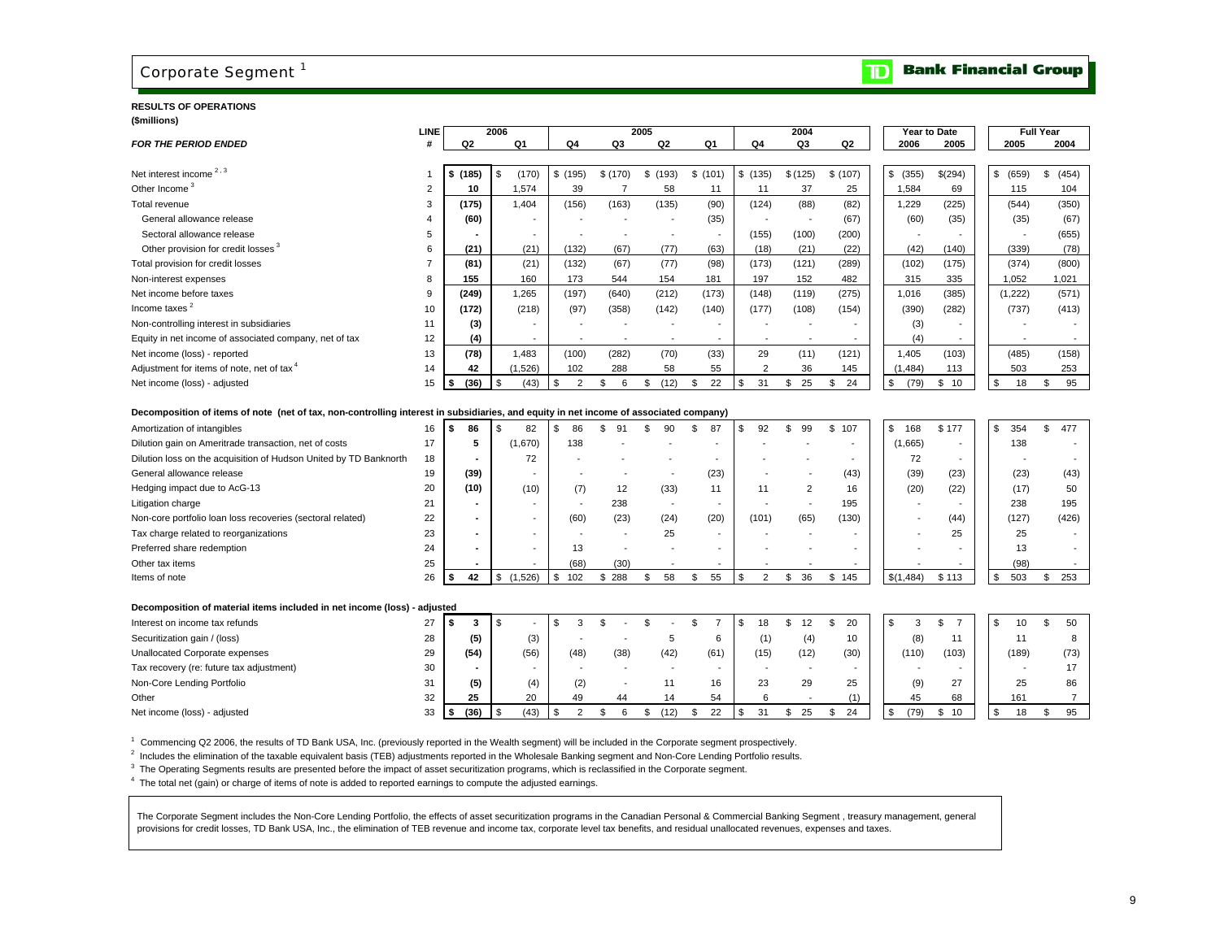# Corporate Segment [1]

**TD Bank Financial Group**

**RESULTS OF OPERATIONS**
**($millions)**

| *FOR THE PERIOD ENDED* | LINE # | 2006 Q2 | 2006 Q1 | 2005 Q4 | 2005 Q3 | 2005 Q2 | 2005 Q1 | 2004 Q4 | 2004 Q3 | 2004 Q2 | Year to Date 2006 | Year to Date 2005 | Full Year 2005 | Full Year 2004 |
|---|---|---|---|---|---|---|---|---|---|---|---|---|---|---|
| Net interest income [2,3] | 1 | $ (185) | $ (170) | $ (195) | $ (170) | $ (193) | $ (101) | $ (135) | $ (125) | $ (107) | $ (355) | $ (294) | $ (659) | $ (454) |
| Other Income [3] | 2 | 10 | 1,574 | 39 | 7 | 58 | 11 | 11 | 37 | 25 | 1,584 | 69 | 115 | 104 |
| Total revenue | 3 | (175) | 1,404 | (156) | (163) | (135) | (90) | (124) | (88) | (82) | 1,229 | (225) | (544) | (350) |
| General allowance release | 4 | (60) | - | - | - | - | (35) | - | - | (67) | (60) | (35) | (35) | (67) |
| Sectoral allowance release | 5 | - | - | - | - | - | - | (155) | (100) | (200) | - | - | - | (655) |
| Other provision for credit losses [3] | 6 | (21) | (21) | (132) | (67) | (77) | (63) | (18) | (21) | (22) | (42) | (140) | (339) | (78) |
| Total provision for credit losses | 7 | (81) | (21) | (132) | (67) | (77) | (98) | (173) | (121) | (289) | (102) | (175) | (374) | (800) |
| Non-interest expenses | 8 | 155 | 160 | 173 | 544 | 154 | 181 | 197 | 152 | 482 | 315 | 335 | 1,052 | 1,021 |
| Net income before taxes | 9 | (249) | 1,265 | (197) | (640) | (212) | (173) | (148) | (119) | (275) | 1,016 | (385) | (1,222) | (571) |
| Income taxes [2] | 10 | (172) | (218) | (97) | (358) | (142) | (140) | (177) | (108) | (154) | (390) | (282) | (737) | (413) |
| Non-controlling interest in subsidiaries | 11 | (3) | - | - | - | - | - | - | - | - | (3) | - | - | - |
| Equity in net income of associated company, net of tax | 12 | (4) | - | - | - | - | - | - | - | - | (4) | - | - | - |
| Net income (loss) - reported | 13 | (78) | 1,483 | (100) | (282) | (70) | (33) | 29 | (11) | (121) | 1,405 | (103) | (485) | (158) |
| Adjustment for items of note, net of tax [4] | 14 | 42 | (1,526) | 102 | 288 | 58 | 55 | 2 | 36 | 145 | (1,484) | 113 | 503 | 253 |
| Net income (loss) - adjusted | 15 | $ (36) | $ (43) | $ 2 | $ 6 | $ (12) | $ 22 | $ 31 | $ 25 | $ 24 | $ (79) | $ 10 | $ 18 | $ 95 |

**Decomposition of items of note (net of tax, non-controlling interest in subsidiaries, and equity in net income of associated company)**

| | LINE # | 2006 Q2 | 2006 Q1 | 2005 Q4 | 2005 Q3 | 2005 Q2 | 2005 Q1 | 2004 Q4 | 2004 Q3 | 2004 Q2 | Year to Date 2006 | Year to Date 2005 | Full Year 2005 | Full Year 2004 |
|---|---|---|---|---|---|---|---|---|---|---|---|---|---|---|
| Amortization of intangibles | 16 | $ 86 | $ 82 | $ 86 | $ 91 | $ 90 | $ 87 | $ 92 | $ 99 | $ 107 | $ 168 | $ 177 | $ 354 | $ 477 |
| Dilution gain on Ameritrade transaction, net of costs | 17 | 5 | (1,670) | 138 | - | - | - | - | - | - | (1,665) | - | 138 | - |
| Dilution loss on the acquisition of Hudson United by TD Banknorth | 18 | - | 72 | - | - | - | - | - | - | - | 72 | - | - | - |
| General allowance release | 19 | (39) | - | - | - | - | (23) | - | - | (43) | (39) | (23) | (23) | (43) |
| Hedging impact due to AcG-13 | 20 | (10) | (10) | (7) | 12 | (33) | 11 | 11 | 2 | 16 | (20) | (22) | (17) | 50 |
| Litigation charge | 21 | - | - | - | 238 | - | - | - | - | 195 | - | - | 238 | 195 |
| Non-core portfolio loan loss recoveries (sectoral related) | 22 | - | - | (60) | (23) | (24) | (20) | (101) | (65) | (130) | - | (44) | (127) | (426) |
| Tax charge related to reorganizations | 23 | - | - | - | - | 25 | - | - | - | - | - | 25 | 25 | - |
| Preferred share redemption | 24 | - | - | 13 | - | - | - | - | - | - | - | - | 13 | - |
| Other tax items | 25 | - | - | (68) | (30) | - | - | - | - | - | - | - | (98) | - |
| Items of note | 26 | $ 42 | $ (1,526) | $ 102 | $ 288 | $ 58 | $ 55 | $ 2 | $ 36 | $ 145 | $ (1,484) | $ 113 | $ 503 | $ 253 |

**Decomposition of material items included in net income (loss) - adjusted**

| | LINE # | 2006 Q2 | 2006 Q1 | 2005 Q4 | 2005 Q3 | 2005 Q2 | 2005 Q1 | 2004 Q4 | 2004 Q3 | 2004 Q2 | Year to Date 2006 | Year to Date 2005 | Full Year 2005 | Full Year 2004 |
|---|---|---|---|---|---|---|---|---|---|---|---|---|---|---|
| Interest on income tax refunds | 27 | $ 3 | $ - | $ 3 | $ - | $ - | $ 7 | $ 18 | $ 12 | $ 20 | $ 3 | $ 7 | $ 10 | $ 50 |
| Securitization gain / (loss) | 28 | (5) | (3) | - | - | 5 | 6 | (1) | (4) | 10 | (8) | 11 | 11 | 8 |
| Unallocated Corporate expenses | 29 | (54) | (56) | (48) | (38) | (42) | (61) | (15) | (12) | (30) | (110) | (103) | (189) | (73) |
| Tax recovery (re: future tax adjustment) | 30 | - | - | - | - | - | - | - | - | - | - | - | - | 17 |
| Non-Core Lending Portfolio | 31 | (5) | (4) | (2) | - | 11 | 16 | 23 | 29 | 25 | (9) | 27 | 25 | 86 |
| Other | 32 | 25 | 20 | 49 | 44 | 14 | 54 | 6 | - | (1) | 45 | 68 | 161 | 7 |
| Net income (loss) - adjusted | 33 | $ (36) | $ (43) | $ 2 | $ 6 | $ (12) | $ 22 | $ 31 | $ 25 | $ 24 | $ (79) | $ 10 | $ 18 | $ 95 |

[1] Commencing Q2 2006, the results of TD Bank USA, Inc. (previously reported in the Wealth segment) will be included in the Corporate segment prospectively.

[2] Includes the elimination of the taxable equivalent basis (TEB) adjustments reported in the Wholesale Banking segment and Non-Core Lending Portfolio results.

[3] The Operating Segments results are presented before the impact of asset securitization programs, which is reclassified in the Corporate segment.

[4] The total net (gain) or charge of items of note is added to reported earnings to compute the adjusted earnings.

The Corporate Segment includes the Non-Core Lending Portfolio, the effects of asset securitization programs in the Canadian Personal & Commercial Banking Segment , treasury management, general provisions for credit losses, TD Bank USA, Inc., the elimination of TEB revenue and income tax, corporate level tax benefits, and residual unallocated revenues, expenses and taxes.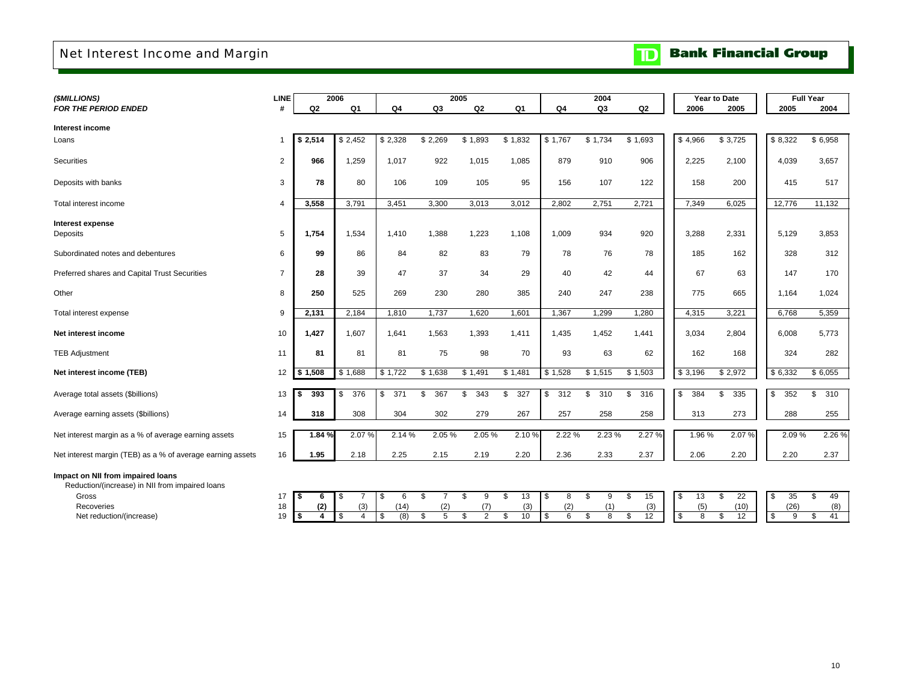# Net Interest Income and Margin

TD Bank Financial Group

| *($MILLIONS)* *FOR THE PERIOD ENDED* | LINE # | 2006 Q2 | 2006 Q1 | 2005 Q4 | 2005 Q3 | 2005 Q2 | 2005 Q1 | 2004 Q4 | 2004 Q3 | 2004 Q2 | Year to Date 2006 | Year to Date 2005 | Full Year 2005 | Full Year 2004 |
|---|---|---|---|---|---|---|---|---|---|---|---|---|---|---|
| **Interest income** | | | | | | | | | | | | | | |
| Loans | 1 | **$ 2,514** | $ 2,452 | $ 2,328 | $ 2,269 | $ 1,893 | $ 1,832 | $ 1,767 | $ 1,734 | $ 1,693 | $ 4,966 | $ 3,725 | $ 8,322 | $ 6,958 |
| Securities | 2 | **966** | 1,259 | 1,017 | 922 | 1,015 | 1,085 | 879 | 910 | 906 | 2,225 | 2,100 | 4,039 | 3,657 |
| Deposits with banks | 3 | **78** | 80 | 106 | 109 | 105 | 95 | 156 | 107 | 122 | 158 | 200 | 415 | 517 |
| Total interest income | 4 | **3,558** | 3,791 | 3,451 | 3,300 | 3,013 | 3,012 | 2,802 | 2,751 | 2,721 | 7,349 | 6,025 | 12,776 | 11,132 |
| **Interest expense** | | | | | | | | | | | | | | |
| Deposits | 5 | **1,754** | 1,534 | 1,410 | 1,388 | 1,223 | 1,108 | 1,009 | 934 | 920 | 3,288 | 2,331 | 5,129 | 3,853 |
| Subordinated notes and debentures | 6 | **99** | 86 | 84 | 82 | 83 | 79 | 78 | 76 | 78 | 185 | 162 | 328 | 312 |
| Preferred shares and Capital Trust Securities | 7 | **28** | 39 | 47 | 37 | 34 | 29 | 40 | 42 | 44 | 67 | 63 | 147 | 170 |
| Other | 8 | **250** | 525 | 269 | 230 | 280 | 385 | 240 | 247 | 238 | 775 | 665 | 1,164 | 1,024 |
| Total interest expense | 9 | **2,131** | 2,184 | 1,810 | 1,737 | 1,620 | 1,601 | 1,367 | 1,299 | 1,280 | 4,315 | 3,221 | 6,768 | 5,359 |
| **Net interest income** | 10 | **1,427** | 1,607 | 1,641 | 1,563 | 1,393 | 1,411 | 1,435 | 1,452 | 1,441 | 3,034 | 2,804 | 6,008 | 5,773 |
| TEB Adjustment | 11 | **81** | 81 | 81 | 75 | 98 | 70 | 93 | 63 | 62 | 162 | 168 | 324 | 282 |
| **Net interest income (TEB)** | 12 | **$ 1,508** | $ 1,688 | $ 1,722 | $ 1,638 | $ 1,491 | $ 1,481 | $ 1,528 | $ 1,515 | $ 1,503 | $ 3,196 | $ 2,972 | $ 6,332 | $ 6,055 |
| Average total assets ($billions) | 13 | **$ 393** | $ 376 | $ 371 | $ 367 | $ 343 | $ 327 | $ 312 | $ 310 | $ 316 | $ 384 | $ 335 | $ 352 | $ 310 |
| Average earning assets ($billions) | 14 | **318** | 308 | 304 | 302 | 279 | 267 | 257 | 258 | 258 | 313 | 273 | 288 | 255 |
| Net interest margin as a % of average earning assets | 15 | **1.84 %** | 2.07 % | 2.14 % | 2.05 % | 2.05 % | 2.10 % | 2.22 % | 2.23 % | 2.27 % | 1.96 % | 2.07 % | 2.09 % | 2.26 % |
| Net interest margin (TEB) as a % of average earning assets | 16 | **1.95** | 2.18 | 2.25 | 2.15 | 2.19 | 2.20 | 2.36 | 2.33 | 2.37 | 2.06 | 2.20 | 2.20 | 2.37 |
| **Impact on NII from impaired loans** | | | | | | | | | | | | | | |
| Reduction/(increase) in NII from impaired loans | | | | | | | | | | | | | | |
| Gross | 17 | **$ 6** | $ 7 | $ 6 | $ 7 | $ 9 | $ 13 | $ 8 | $ 9 | $ 15 | $ 13 | $ 22 | $ 35 | $ 49 |
| Recoveries | 18 | **(2)** | (3) | (14) | (2) | (7) | (3) | (2) | (1) | (3) | (5) | (10) | (26) | (8) |
| Net reduction/(increase) | 19 | **$ 4** | $ 4 | $ (8) | $ 5 | $ 2 | $ 10 | $ 6 | $ 8 | $ 12 | $ 8 | $ 12 | $ 9 | $ 41 |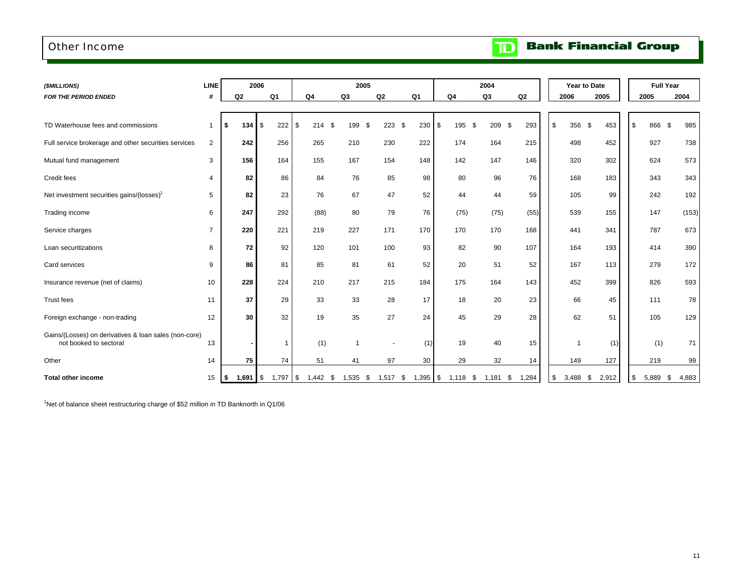# Other Income

TD Bank Financial Group

| *($MILLIONS)* | LINE | 2006 | | 2005 | | | | 2004 | | | Year to Date | | Full Year | |
|---|---|---|---|---|---|---|---|---|---|---|---|---|---|---|
| ***FOR THE PERIOD ENDED*** | **#** | **Q2** | **Q1** | **Q4** | **Q3** | **Q2** | **Q1** | **Q4** | **Q3** | **Q2** | **2006** | **2005** | **2005** | **2004** |
| TD Waterhouse fees and commissions | 1 | **$ 134** | $ 222 | $ 214 | $ 199 | $ 223 | $ 230 | $ 195 | $ 209 | $ 293 | $ 356 | $ 453 | $ 866 | $ 985 |
| Full service brokerage and other securities services | 2 | **242** | 256 | 265 | 210 | 230 | 222 | 174 | 164 | 215 | 498 | 452 | 927 | 738 |
| Mutual fund management | 3 | **156** | 164 | 155 | 167 | 154 | 148 | 142 | 147 | 146 | 320 | 302 | 624 | 573 |
| Credit fees | 4 | **82** | 86 | 84 | 76 | 85 | 98 | 80 | 96 | 76 | 168 | 183 | 343 | 343 |
| Net investment securities gains/(losses)[1] | 5 | **82** | 23 | 76 | 67 | 47 | 52 | 44 | 44 | 59 | 105 | 99 | 242 | 192 |
| Trading income | 6 | **247** | 292 | (88) | 80 | 79 | 76 | (75) | (75) | (55) | 539 | 155 | 147 | (153) |
| Service charges | 7 | **220** | 221 | 219 | 227 | 171 | 170 | 170 | 170 | 168 | 441 | 341 | 787 | 673 |
| Loan securitizations | 8 | **72** | 92 | 120 | 101 | 100 | 93 | 82 | 90 | 107 | 164 | 193 | 414 | 390 |
| Card services | 9 | **86** | 81 | 85 | 81 | 61 | 52 | 20 | 51 | 52 | 167 | 113 | 279 | 172 |
| Insurance revenue (net of claims) | 10 | **228** | 224 | 210 | 217 | 215 | 184 | 175 | 164 | 143 | 452 | 399 | 826 | 593 |
| Trust fees | 11 | **37** | 29 | 33 | 33 | 28 | 17 | 18 | 20 | 23 | 66 | 45 | 111 | 78 |
| Foreign exchange - non-trading | 12 | **30** | 32 | 19 | 35 | 27 | 24 | 45 | 29 | 28 | 62 | 51 | 105 | 129 |
| Gains/(Losses) on derivatives & loan sales (non-core) not booked to sectoral | 13 | **-** | 1 | (1) | 1 | - | (1) | 19 | 40 | 15 | 1 | (1) | (1) | 71 |
| Other | 14 | **75** | 74 | 51 | 41 | 97 | 30 | 29 | 32 | 14 | 149 | 127 | 219 | 99 |
| **Total other income** | 15 | **$ 1,691** | $ 1,797 | $ 1,442 | $ 1,535 | $ 1,517 | $ 1,395 | $ 1,118 | $ 1,181 | $ 1,284 | $ 3,488 | $ 2,912 | $ 5,889 | $ 4,883 |

[1]Net of balance sheet restructuring charge of $52 million in TD Banknorth in Q1/06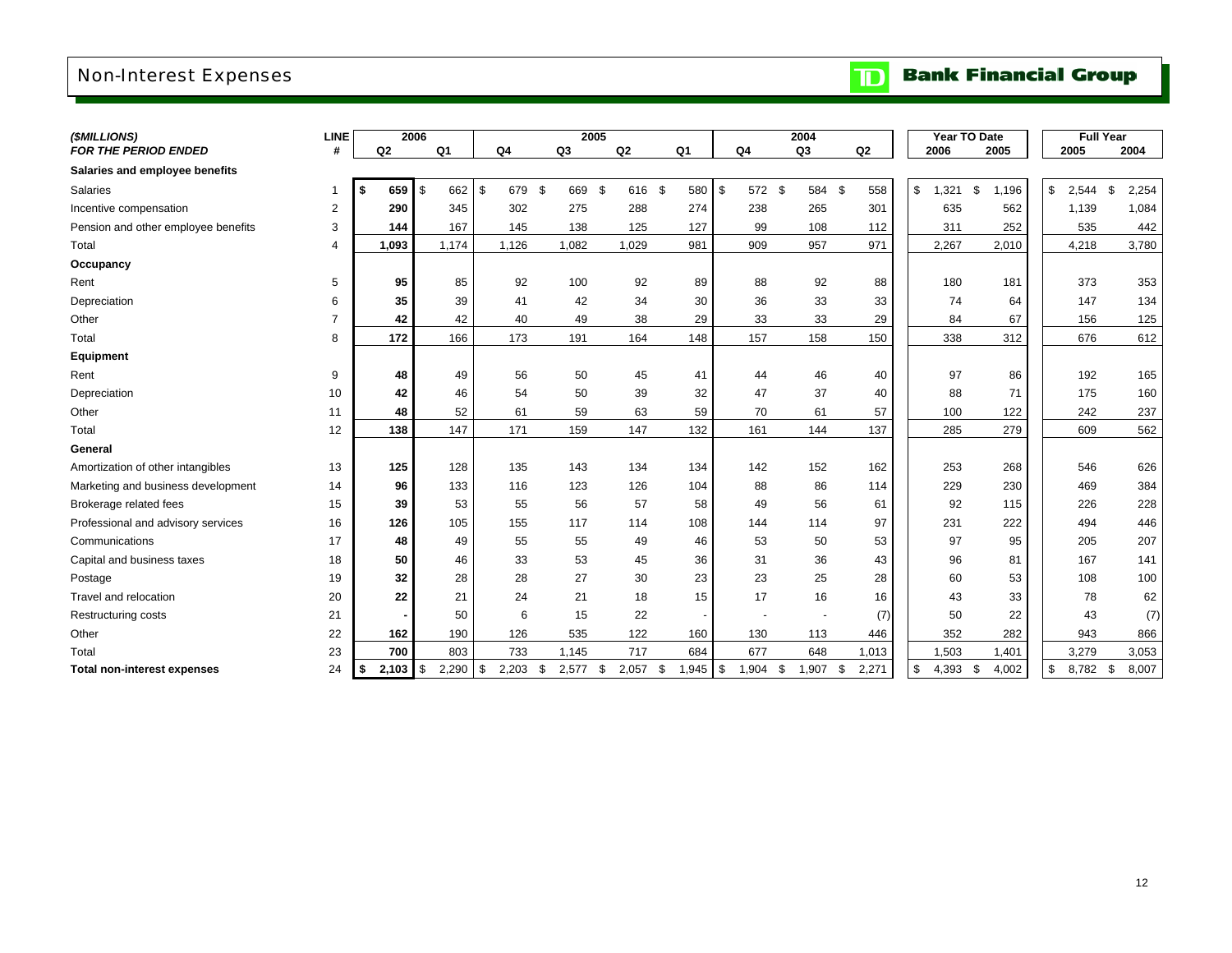# Non-Interest Expenses

TD Bank Financial Group

| *($MILLIONS)* *FOR THE PERIOD ENDED* | LINE # | 2006 Q2 | 2006 Q1 | 2005 Q4 | 2005 Q3 | 2005 Q2 | 2005 Q1 | 2004 Q4 | 2004 Q3 | 2004 Q2 | Year To Date 2006 | Year To Date 2005 | Full Year 2005 | Full Year 2004 |
|---|---|---|---|---|---|---|---|---|---|---|---|---|---|---|
| **Salaries and employee benefits** | | | | | | | | | | | | | | |
| Salaries | 1 | **$ 659** | $ 662 | $ 679 | $ 669 | $ 616 | $ 580 | $ 572 | $ 584 | $ 558 | $ 1,321 | $ 1,196 | $ 2,544 | $ 2,254 |
| Incentive compensation | 2 | **290** | 345 | 302 | 275 | 288 | 274 | 238 | 265 | 301 | 635 | 562 | 1,139 | 1,084 |
| Pension and other employee benefits | 3 | **144** | 167 | 145 | 138 | 125 | 127 | 99 | 108 | 112 | 311 | 252 | 535 | 442 |
| Total | 4 | **1,093** | 1,174 | 1,126 | 1,082 | 1,029 | 981 | 909 | 957 | 971 | 2,267 | 2,010 | 4,218 | 3,780 |
| **Occupancy** | | | | | | | | | | | | | | |
| Rent | 5 | **95** | 85 | 92 | 100 | 92 | 89 | 88 | 92 | 88 | 180 | 181 | 373 | 353 |
| Depreciation | 6 | **35** | 39 | 41 | 42 | 34 | 30 | 36 | 33 | 33 | 74 | 64 | 147 | 134 |
| Other | 7 | **42** | 42 | 40 | 49 | 38 | 29 | 33 | 33 | 29 | 84 | 67 | 156 | 125 |
| Total | 8 | **172** | 166 | 173 | 191 | 164 | 148 | 157 | 158 | 150 | 338 | 312 | 676 | 612 |
| **Equipment** | | | | | | | | | | | | | | |
| Rent | 9 | **48** | 49 | 56 | 50 | 45 | 41 | 44 | 46 | 40 | 97 | 86 | 192 | 165 |
| Depreciation | 10 | **42** | 46 | 54 | 50 | 39 | 32 | 47 | 37 | 40 | 88 | 71 | 175 | 160 |
| Other | 11 | **48** | 52 | 61 | 59 | 63 | 59 | 70 | 61 | 57 | 100 | 122 | 242 | 237 |
| Total | 12 | **138** | 147 | 171 | 159 | 147 | 132 | 161 | 144 | 137 | 285 | 279 | 609 | 562 |
| **General** | | | | | | | | | | | | | | |
| Amortization of other intangibles | 13 | **125** | 128 | 135 | 143 | 134 | 134 | 142 | 152 | 162 | 253 | 268 | 546 | 626 |
| Marketing and business development | 14 | **96** | 133 | 116 | 123 | 126 | 104 | 88 | 86 | 114 | 229 | 230 | 469 | 384 |
| Brokerage related fees | 15 | **39** | 53 | 55 | 56 | 57 | 58 | 49 | 56 | 61 | 92 | 115 | 226 | 228 |
| Professional and advisory services | 16 | **126** | 105 | 155 | 117 | 114 | 108 | 144 | 114 | 97 | 231 | 222 | 494 | 446 |
| Communications | 17 | **48** | 49 | 55 | 55 | 49 | 46 | 53 | 50 | 53 | 97 | 95 | 205 | 207 |
| Capital and business taxes | 18 | **50** | 46 | 33 | 53 | 45 | 36 | 31 | 36 | 43 | 96 | 81 | 167 | 141 |
| Postage | 19 | **32** | 28 | 28 | 27 | 30 | 23 | 23 | 25 | 28 | 60 | 53 | 108 | 100 |
| Travel and relocation | 20 | **22** | 21 | 24 | 21 | 18 | 15 | 17 | 16 | 16 | 43 | 33 | 78 | 62 |
| Restructuring costs | 21 | **-** | 50 | 6 | 15 | 22 | - | - | - | (7) | 50 | 22 | 43 | (7) |
| Other | 22 | **162** | 190 | 126 | 535 | 122 | 160 | 130 | 113 | 446 | 352 | 282 | 943 | 866 |
| Total | 23 | **700** | 803 | 733 | 1,145 | 717 | 684 | 677 | 648 | 1,013 | 1,503 | 1,401 | 3,279 | 3,053 |
| **Total non-interest expenses** | 24 | **$ 2,103** | $ 2,290 | $ 2,203 | $ 2,577 | $ 2,057 | $ 1,945 | $ 1,904 | $ 1,907 | $ 2,271 | $ 4,393 | $ 4,002 | $ 8,782 | $ 8,007 |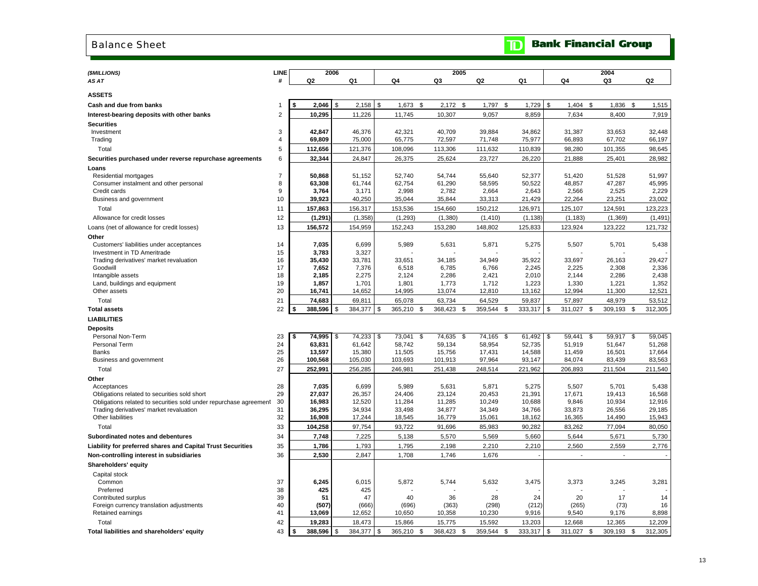# Balance Sheet

**TD Bank Financial Group**

| *($MILLIONS)* *AS AT* | LINE # | 2006 Q2 | 2006 Q1 | 2005 Q4 | 2005 Q3 | 2005 Q2 | 2005 Q1 | 2004 Q4 | 2004 Q3 | 2004 Q2 |
|---|---|---|---|---|---|---|---|---|---|---|
| **ASSETS** | | | | | | | | | | |
| **Cash and due from banks** | 1 | **$ 2,046** | $ 2,158 | $ 1,673 | $ 2,172 | $ 1,797 | $ 1,729 | $ 1,404 | $ 1,836 | $ 1,515 |
| **Interest-bearing deposits with other banks** | 2 | **10,295** | 11,226 | 11,745 | 10,307 | 9,057 | 8,859 | 7,634 | 8,400 | 7,919 |
| **Securities** | | | | | | | | | | |
| Investment | 3 | **42,847** | 46,376 | 42,321 | 40,709 | 39,884 | 34,862 | 31,387 | 33,653 | 32,448 |
| Trading | 4 | **69,809** | 75,000 | 65,775 | 72,597 | 71,748 | 75,977 | 66,893 | 67,702 | 66,197 |
| Total | 5 | **112,656** | 121,376 | 108,096 | 113,306 | 111,632 | 110,839 | 98,280 | 101,355 | 98,645 |
| **Securities purchased under reverse repurchase agreements** | 6 | **32,344** | 24,847 | 26,375 | 25,624 | 23,727 | 26,220 | 21,888 | 25,401 | 28,982 |
| **Loans** | | | | | | | | | | |
| Residential mortgages | 7 | **50,868** | 51,152 | 52,740 | 54,744 | 55,640 | 52,377 | 51,420 | 51,528 | 51,997 |
| Consumer instalment and other personal | 8 | **63,308** | 61,744 | 62,754 | 61,290 | 58,595 | 50,522 | 48,857 | 47,287 | 45,995 |
| Credit cards | 9 | **3,764** | 3,171 | 2,998 | 2,782 | 2,664 | 2,643 | 2,566 | 2,525 | 2,229 |
| Business and government | 10 | **39,923** | 40,250 | 35,044 | 35,844 | 33,313 | 21,429 | 22,264 | 23,251 | 23,002 |
| Total | 11 | **157,863** | 156,317 | 153,536 | 154,660 | 150,212 | 126,971 | 125,107 | 124,591 | 123,223 |
| Allowance for credit losses | 12 | **(1,291)** | (1,358) | (1,293) | (1,380) | (1,410) | (1,138) | (1,183) | (1,369) | (1,491) |
| Loans (net of allowance for credit losses) | 13 | **156,572** | 154,959 | 152,243 | 153,280 | 148,802 | 125,833 | 123,924 | 123,222 | 121,732 |
| **Other** | | | | | | | | | | |
| Customers' liabilities under acceptances | 14 | **7,035** | 6,699 | 5,989 | 5,631 | 5,871 | 5,275 | 5,507 | 5,701 | 5,438 |
| Investment in TD Ameritrade | 15 | **3,783** | 3,327 | - | - | - | - | - | - | - |
| Trading derivatives' market revaluation | 16 | **35,430** | 33,781 | 33,651 | 34,185 | 34,949 | 35,922 | 33,697 | 26,163 | 29,427 |
| Goodwill | 17 | **7,652** | 7,376 | 6,518 | 6,785 | 6,766 | 2,245 | 2,225 | 2,308 | 2,336 |
| Intangible assets | 18 | **2,185** | 2,275 | 2,124 | 2,286 | 2,421 | 2,010 | 2,144 | 2,286 | 2,438 |
| Land, buildings and equipment | 19 | **1,857** | 1,701 | 1,801 | 1,773 | 1,712 | 1,223 | 1,330 | 1,221 | 1,352 |
| Other assets | 20 | **16,741** | 14,652 | 14,995 | 13,074 | 12,810 | 13,162 | 12,994 | 11,300 | 12,521 |
| Total | 21 | **74,683** | 69,811 | 65,078 | 63,734 | 64,529 | 59,837 | 57,897 | 48,979 | 53,512 |
| **Total assets** | 22 | **$ 388,596** | $ 384,377 | $ 365,210 | $ 368,423 | $ 359,544 | $ 333,317 | $ 311,027 | $ 309,193 | $ 312,305 |
| **LIABILITIES** | | | | | | | | | | |
| **Deposits** | | | | | | | | | | |
| Personal Non-Term | 23 | **$ 74,995** | $ 74,233 | $ 73,041 | $ 74,635 | $ 74,165 | $ 61,492 | $ 59,441 | $ 59,917 | $ 59,045 |
| Personal Term | 24 | **63,831** | 61,642 | 58,742 | 59,134 | 58,954 | 52,735 | 51,919 | 51,647 | 51,268 |
| Banks | 25 | **13,597** | 15,380 | 11,505 | 15,756 | 17,431 | 14,588 | 11,459 | 16,501 | 17,664 |
| Business and government | 26 | **100,568** | 105,030 | 103,693 | 101,913 | 97,964 | 93,147 | 84,074 | 83,439 | 83,563 |
| Total | 27 | **252,991** | 256,285 | 246,981 | 251,438 | 248,514 | 221,962 | 206,893 | 211,504 | 211,540 |
| **Other** | | | | | | | | | | |
| Acceptances | 28 | **7,035** | 6,699 | 5,989 | 5,631 | 5,871 | 5,275 | 5,507 | 5,701 | 5,438 |
| Obligations related to securities sold short | 29 | **27,037** | 26,357 | 24,406 | 23,124 | 20,453 | 21,391 | 17,671 | 19,413 | 16,568 |
| Obligations related to securities sold under repurchase agreement | 30 | **16,983** | 12,520 | 11,284 | 11,285 | 10,249 | 10,688 | 9,846 | 10,934 | 12,916 |
| Trading derivatives' market revaluation | 31 | **36,295** | 34,934 | 33,498 | 34,877 | 34,349 | 34,766 | 33,873 | 26,556 | 29,185 |
| Other liabilities | 32 | **16,908** | 17,244 | 18,545 | 16,779 | 15,061 | 18,162 | 16,365 | 14,490 | 15,943 |
| Total | 33 | **104,258** | 97,754 | 93,722 | 91,696 | 85,983 | 90,282 | 83,262 | 77,094 | 80,050 |
| **Subordinated notes and debentures** | 34 | **7,748** | 7,225 | 5,138 | 5,570 | 5,569 | 5,660 | 5,644 | 5,671 | 5,730 |
| **Liability for preferred shares and Capital Trust Securities** | 35 | **1,786** | 1,793 | 1,795 | 2,198 | 2,210 | 2,210 | 2,560 | 2,559 | 2,776 |
| **Non-controlling interest in subsidiaries** | 36 | **2,530** | 2,847 | 1,708 | 1,746 | 1,676 | - | - | - | - |
| **Shareholders' equity** | | | | | | | | | | |
| Capital stock | | | | | | | | | | |
| Common | 37 | **6,245** | 6,015 | 5,872 | 5,744 | 5,632 | 3,475 | 3,373 | 3,245 | 3,281 |
| Preferred | 38 | **425** | 425 | - | - | - | - | - | - | - |
| Contributed surplus | 39 | **51** | 47 | 40 | 36 | 28 | 24 | 20 | 17 | 14 |
| Foreign currency translation adjustments | 40 | **(507)** | (666) | (696) | (363) | (298) | (212) | (265) | (73) | 16 |
| Retained earnings | 41 | **13,069** | 12,652 | 10,650 | 10,358 | 10,230 | 9,916 | 9,540 | 9,176 | 8,898 |
| Total | 42 | **19,283** | 18,473 | 15,866 | 15,775 | 15,592 | 13,203 | 12,668 | 12,365 | 12,209 |
| **Total liabilities and shareholders' equity** | 43 | **$ 388,596** | $ 384,377 | $ 365,210 | $ 368,423 | $ 359,544 | $ 333,317 | $ 311,027 | $ 309,193 | $ 312,305 |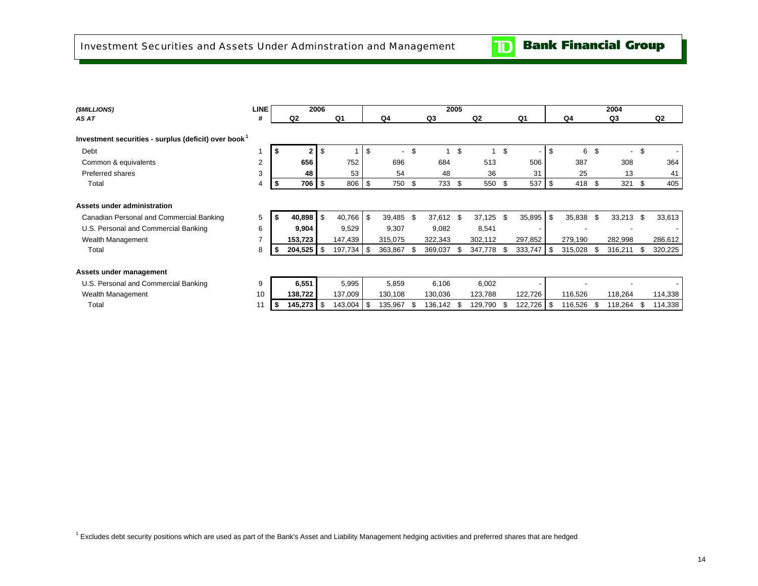# Investment Securities and Assets Under Adminstration and Management

| ($MILLIONS) AS AT | LINE # | 2006 Q2 | 2006 Q1 | 2005 Q4 | 2005 Q3 | 2005 Q2 | 2005 Q1 | 2004 Q4 | 2004 Q3 | 2004 Q2 |
|---|---|---|---|---|---|---|---|---|---|---|
| **Investment securities - surplus (deficit) over book[1]** | | | | | | | | | | |
| Debt | 1 | **$ 2** | $ 1 | $ - | $ 1 | $ 1 | $ - | $ 6 | $ - | $ - |
| Common & equivalents | 2 | **656** | 752 | 696 | 684 | 513 | 506 | 387 | 308 | 364 |
| Preferred shares | 3 | **48** | 53 | 54 | 48 | 36 | 31 | 25 | 13 | 41 |
| Total | 4 | **$ 706** | $ 806 | $ 750 | $ 733 | $ 550 | $ 537 | $ 418 | $ 321 | $ 405 |
| **Assets under administration** | | | | | | | | | | |
| Canadian Personal and Commercial Banking | 5 | **$ 40,898** | $ 40,766 | $ 39,485 | $ 37,612 | $ 37,125 | $ 35,895 | $ 35,838 | $ 33,213 | $ 33,613 |
| U.S. Personal and Commercial Banking | 6 | **9,904** | 9,529 | 9,307 | 9,082 | 8,541 | - | - | - | - |
| Wealth Management | 7 | **153,723** | 147,439 | 315,075 | 322,343 | 302,112 | 297,852 | 279,190 | 282,998 | 286,612 |
| Total | 8 | **$ 204,525** | $ 197,734 | $ 363,867 | $ 369,037 | $ 347,778 | $ 333,747 | $ 315,028 | $ 316,211 | $ 320,225 |
| **Assets under management** | | | | | | | | | | |
| U.S. Personal and Commercial Banking | 9 | **6,551** | 5,995 | 5,859 | 6,106 | 6,002 | - | - | - | - |
| Wealth Management | 10 | **138,722** | 137,009 | 130,108 | 130,036 | 123,788 | 122,726 | 116,526 | 118,264 | 114,338 |
| Total | 11 | **$ 145,273** | $ 143,004 | $ 135,967 | $ 136,142 | $ 129,790 | $ 122,726 | $ 116,526 | $ 118,264 | $ 114,338 |

[1] Excludes debt security positions which are used as part of the Bank's Asset and Liability Management hedging activities and preferred shares that are hedged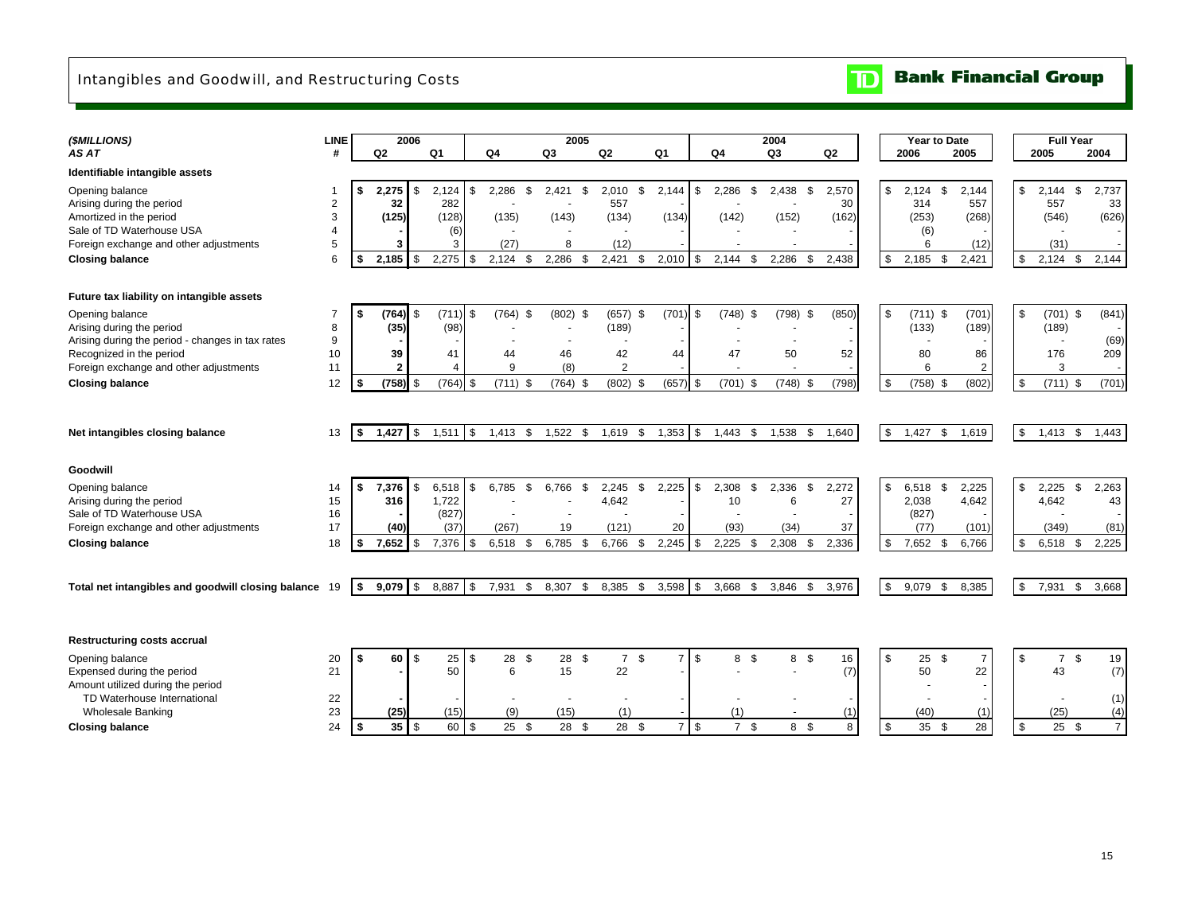# Intangibles and Goodwill, and Restructuring Costs

**TD Bank Financial Group**

| *($MILLIONS)* *AS AT* | LINE # | 2006 Q2 | 2006 Q1 | 2005 Q4 | 2005 Q3 | 2005 Q2 | 2005 Q1 | 2004 Q4 | 2004 Q3 | 2004 Q2 | Year to Date 2006 | Year to Date 2005 | Full Year 2005 | Full Year 2004 |
|---|---|---|---|---|---|---|---|---|---|---|---|---|---|---|
| **Identifiable intangible assets** | | | | | | | | | | | | | | |
| Opening balance | 1 | **$ 2,275** | $ 2,124 | $ 2,286 | $ 2,421 | $ 2,010 | $ 2,144 | $ 2,286 | $ 2,438 | $ 2,570 | $ 2,124 | $ 2,144 | $ 2,144 | $ 2,737 |
| Arising during the period | 2 | **32** | 282 | - | - | 557 | - | - | - | 30 | 314 | 557 | 557 | 33 |
| Amortized in the period | 3 | **(125)** | (128) | (135) | (143) | (134) | (134) | (142) | (152) | (162) | (253) | (268) | (546) | (626) |
| Sale of TD Waterhouse USA | 4 | **-** | (6) | - | - | - | - | - | - | - | (6) | - | - | - |
| Foreign exchange and other adjustments | 5 | **3** | 3 | (27) | 8 | (12) | - | - | - | - | 6 | (12) | (31) | - |
| **Closing balance** | 6 | **$ 2,185** | $ 2,275 | $ 2,124 | $ 2,286 | $ 2,421 | $ 2,010 | $ 2,144 | $ 2,286 | $ 2,438 | $ 2,185 | $ 2,421 | $ 2,124 | $ 2,144 |
| **Future tax liability on intangible assets** | | | | | | | | | | | | | | |
| Opening balance | 7 | **$ (764)** | $ (711) | $ (764) | $ (802) | $ (657) | $ (701) | $ (748) | $ (798) | $ (850) | $ (711) | $ (701) | $ (701) | $ (841) |
| Arising during the period | 8 | **(35)** | (98) | - | - | (189) | - | - | - | - | (133) | (189) | (189) | - |
| Arising during the period - changes in tax rates | 9 | **-** | - | - | - | - | - | - | - | - | - | - | - | (69) |
| Recognized in the period | 10 | **39** | 41 | 44 | 46 | 42 | 44 | 47 | 50 | 52 | 80 | 86 | 176 | 209 |
| Foreign exchange and other adjustments | 11 | **2** | 4 | 9 | (8) | 2 | - | - | - | - | 6 | 2 | 3 | - |
| **Closing balance** | 12 | **$ (758)** | $ (764) | $ (711) | $ (764) | $ (802) | $ (657) | $ (701) | $ (748) | $ (798) | $ (758) | $ (802) | $ (711) | $ (701) |
| **Net intangibles closing balance** | 13 | **$ 1,427** | $ 1,511 | $ 1,413 | $ 1,522 | $ 1,619 | $ 1,353 | $ 1,443 | $ 1,538 | $ 1,640 | $ 1,427 | $ 1,619 | $ 1,413 | $ 1,443 |
| **Goodwill** | | | | | | | | | | | | | | |
| Opening balance | 14 | **$ 7,376** | $ 6,518 | $ 6,785 | $ 6,766 | $ 2,245 | $ 2,225 | $ 2,308 | $ 2,336 | $ 2,272 | $ 6,518 | $ 2,225 | $ 2,225 | $ 2,263 |
| Arising during the period | 15 | **316** | 1,722 | - | - | 4,642 | - | 10 | 6 | 27 | 2,038 | 4,642 | 4,642 | 43 |
| Sale of TD Waterhouse USA | 16 | **-** | (827) | - | - | - | - | - | - | - | (827) | - | - | - |
| Foreign exchange and other adjustments | 17 | **(40)** | (37) | (267) | 19 | (121) | 20 | (93) | (34) | 37 | (77) | (101) | (349) | (81) |
| **Closing balance** | 18 | **$ 7,652** | $ 7,376 | $ 6,518 | $ 6,785 | $ 6,766 | $ 2,245 | $ 2,225 | $ 2,308 | $ 2,336 | $ 7,652 | $ 6,766 | $ 6,518 | $ 2,225 |
| **Total net intangibles and goodwill closing balance** | 19 | **$ 9,079** | $ 8,887 | $ 7,931 | $ 8,307 | $ 8,385 | $ 3,598 | $ 3,668 | $ 3,846 | $ 3,976 | $ 9,079 | $ 8,385 | $ 7,931 | $ 3,668 |
| **Restructuring costs accrual** | | | | | | | | | | | | | | |
| Opening balance | 20 | **$ 60** | $ 25 | $ 28 | $ 28 | $ 7 | $ 7 | $ 8 | $ 8 | $ 16 | $ 25 | $ 7 | $ 7 | $ 19 |
| Expensed during the period | 21 | **-** | 50 | 6 | 15 | 22 | - | - | - | (7) | 50 | 22 | 43 | (7) |
| Amount utilized during the period | | | | | | | | | | | - | - | | |
| TD Waterhouse International | 22 | **-** | - | - | - | - | - | - | - | - | - | - | - | (1) |
| Wholesale Banking | 23 | **(25)** | (15) | (9) | (15) | (1) | - | (1) | - | (1) | (40) | (1) | (25) | (4) |
| **Closing balance** | 24 | **$ 35** | $ 60 | $ 25 | $ 28 | $ 28 | $ 7 | $ 7 | $ 8 | $ 8 | $ 35 | $ 28 | $ 25 | $ 7 |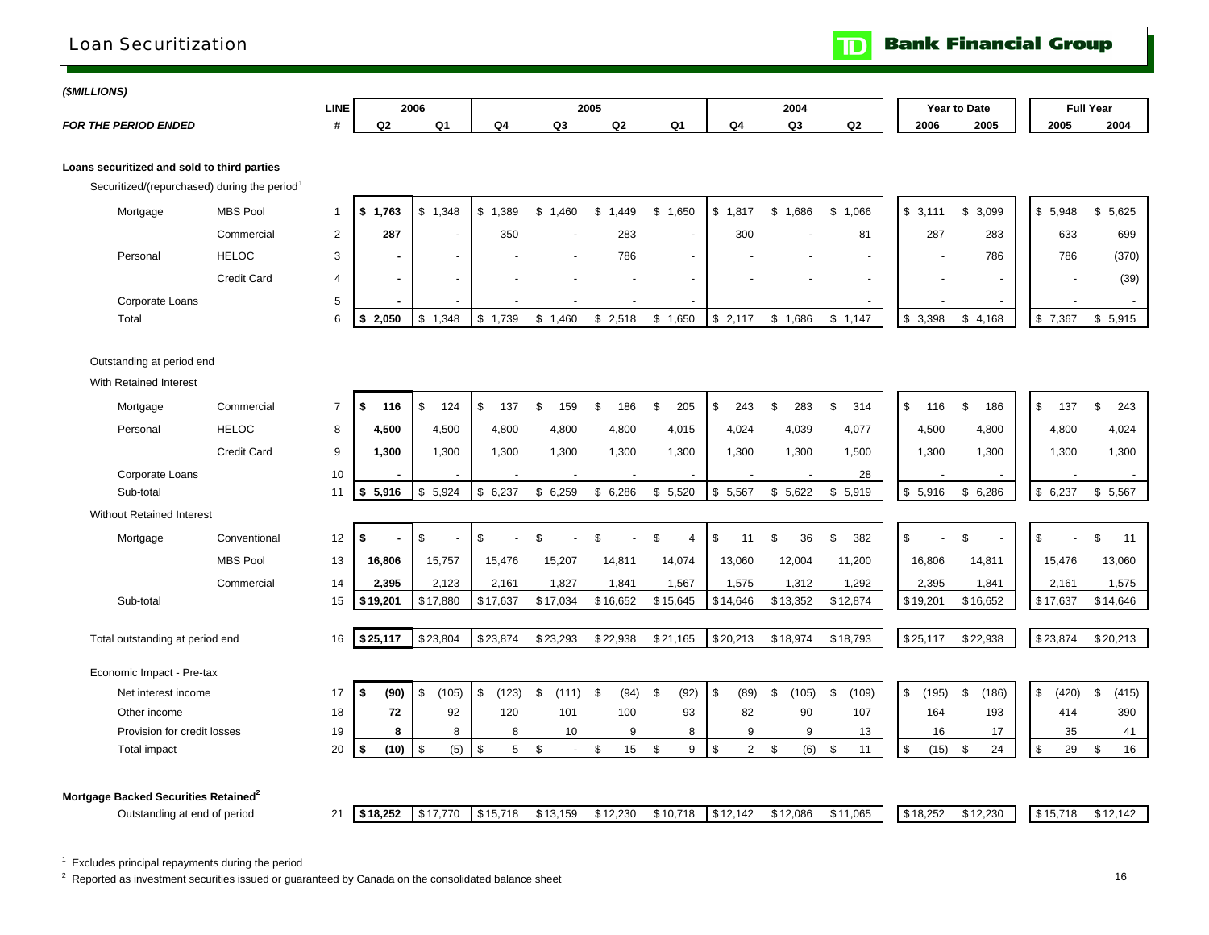# Loan Securitization

*($MILLIONS)*

| *FOR THE PERIOD ENDED* | | LINE # | 2006 Q2 | 2006 Q1 | 2005 Q4 | 2005 Q3 | 2005 Q2 | 2005 Q1 | 2004 Q4 | 2004 Q3 | 2004 Q2 | Year to Date 2006 | Year to Date 2005 | Full Year 2005 | Full Year 2004 |
|---|---|---|---|---|---|---|---|---|---|---|---|---|---|---|---|
| **Loans securitized and sold to third parties** | | | | | | | | | | | | | | | |
| Securitized/(repurchased) during the period[1] | | | | | | | | | | | | | | | |
| Mortgage | MBS Pool | 1 | **$ 1,763** | $ 1,348 | $ 1,389 | $ 1,460 | $ 1,449 | $ 1,650 | $ 1,817 | $ 1,686 | $ 1,066 | $ 3,111 | $ 3,099 | $ 5,948 | $ 5,625 |
| | Commercial | 2 | **287** | - | 350 | - | 283 | - | 300 | - | 81 | 287 | 283 | 633 | 699 |
| Personal | HELOC | 3 | **-** | - | - | - | 786 | - | - | - | - | - | 786 | 786 | (370) |
| | Credit Card | 4 | **-** | - | - | - | - | - | - | - | - | - | - | - | (39) |
| Corporate Loans | | 5 | **-** | - | - | - | - | - | | | - | - | - | - | - |
| Total | | 6 | **$ 2,050** | $ 1,348 | $ 1,739 | $ 1,460 | $ 2,518 | $ 1,650 | $ 2,117 | $ 1,686 | $ 1,147 | $ 3,398 | $ 4,168 | $ 7,367 | $ 5,915 |
| Outstanding at period end | | | | | | | | | | | | | | | |
| With Retained Interest | | | | | | | | | | | | | | | |
| Mortgage | Commercial | 7 | **$ 116** | $ 124 | $ 137 | $ 159 | $ 186 | $ 205 | $ 243 | $ 283 | $ 314 | $ 116 | $ 186 | $ 137 | $ 243 |
| Personal | HELOC | 8 | **4,500** | 4,500 | 4,800 | 4,800 | 4,800 | 4,015 | 4,024 | 4,039 | 4,077 | 4,500 | 4,800 | 4,800 | 4,024 |
| | Credit Card | 9 | **1,300** | 1,300 | 1,300 | 1,300 | 1,300 | 1,300 | 1,300 | 1,300 | 1,500 | 1,300 | 1,300 | 1,300 | 1,300 |
| Corporate Loans | | 10 | **-** | - | - | - | - | - | - | - | 28 | - | - | - | - |
| Sub-total | | 11 | **$ 5,916** | $ 5,924 | $ 6,237 | $ 6,259 | $ 6,286 | $ 5,520 | $ 5,567 | $ 5,622 | $ 5,919 | $ 5,916 | $ 6,286 | $ 6,237 | $ 5,567 |
| Without Retained Interest | | | | | | | | | | | | | | | |
| Mortgage | Conventional | 12 | **$ -** | $ - | $ - | $ - | $ - | $ 4 | $ 11 | $ 36 | $ 382 | $ - | $ - | $ - | $ 11 |
| | MBS Pool | 13 | **16,806** | 15,757 | 15,476 | 15,207 | 14,811 | 14,074 | 13,060 | 12,004 | 11,200 | 16,806 | 14,811 | 15,476 | 13,060 |
| | Commercial | 14 | **2,395** | 2,123 | 2,161 | 1,827 | 1,841 | 1,567 | 1,575 | 1,312 | 1,292 | 2,395 | 1,841 | 2,161 | 1,575 |
| Sub-total | | 15 | **$19,201** | $17,880 | $17,637 | $17,034 | $16,652 | $15,645 | $14,646 | $13,352 | $12,874 | $19,201 | $16,652 | $17,637 | $14,646 |
| Total outstanding at period end | | 16 | **$25,117** | $23,804 | $23,874 | $23,293 | $22,938 | $21,165 | $20,213 | $18,974 | $18,793 | $25,117 | $22,938 | $23,874 | $20,213 |
| Economic Impact - Pre-tax | | | | | | | | | | | | | | | |
| Net interest income | | 17 | **$ (90)** | $ (105) | $ (123) | $ (111) | $ (94) | $ (92) | $ (89) | $ (105) | $ (109) | $ (195) | $ (186) | $ (420) | $ (415) |
| Other income | | 18 | **72** | 92 | 120 | 101 | 100 | 93 | 82 | 90 | 107 | 164 | 193 | 414 | 390 |
| Provision for credit losses | | 19 | **8** | 8 | 8 | 10 | 9 | 8 | 9 | 9 | 13 | 16 | 17 | 35 | 41 |
| Total impact | | 20 | **$ (10)** | $ (5) | $ 5 | $ - | $ 15 | $ 9 | $ 2 | $ (6) | $ 11 | $ (15) | $ 24 | $ 29 | $ 16 |
| **Mortgage Backed Securities Retained[2]** | | | | | | | | | | | | | | | |
| Outstanding at end of period | | 21 | **$18,252** | $17,770 | $15,718 | $13,159 | $12,230 | $10,718 | $12,142 | $12,086 | $11,065 | $18,252 | $12,230 | $15,718 | $12,142 |

[1] Excludes principal repayments during the period

[2] Reported as investment securities issued or guaranteed by Canada on the consolidated balance sheet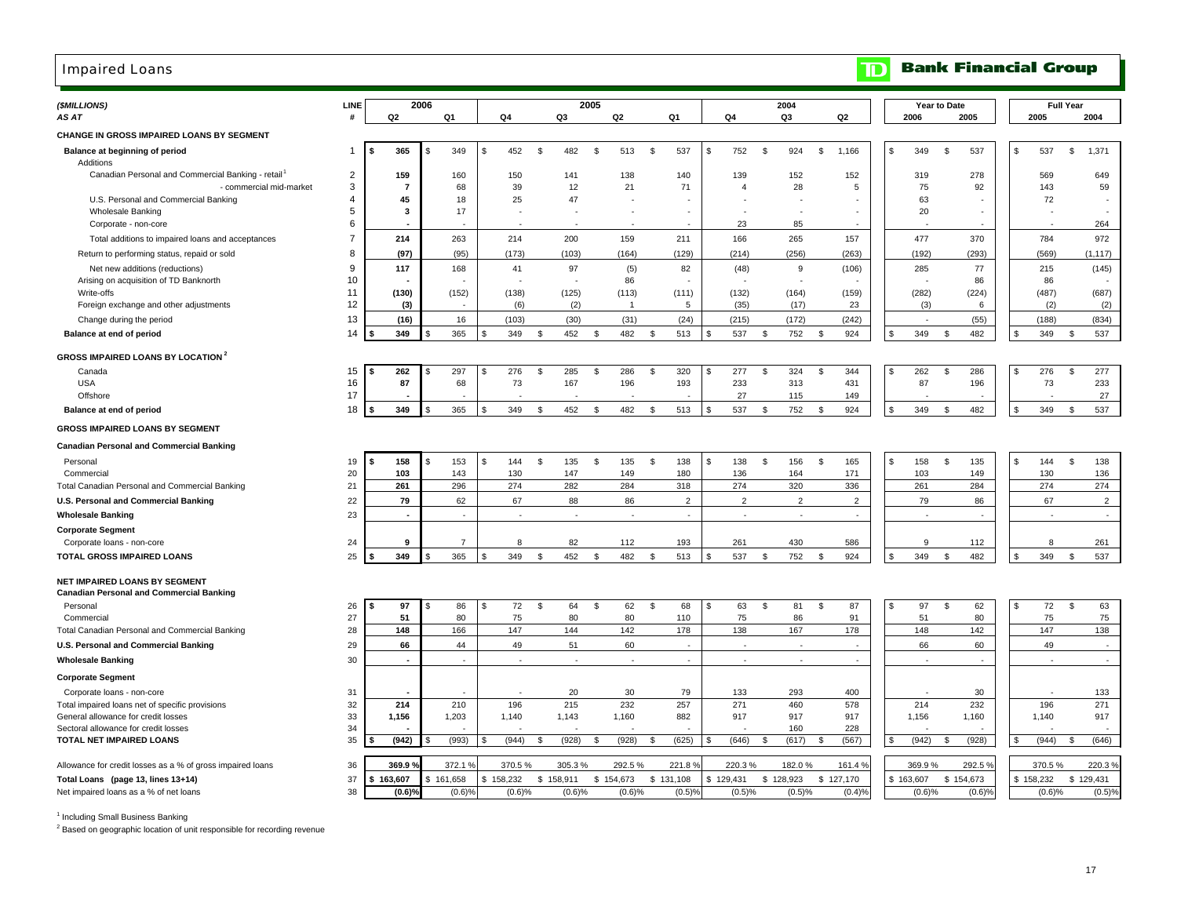# Impaired Loans

**Bank Financial Group**

| *($MILLIONS)* *AS AT* | LINE # | 2006 Q2 | 2006 Q1 | 2005 Q4 | 2005 Q3 | 2005 Q2 | 2005 Q1 | 2004 Q4 | 2004 Q3 | 2004 Q2 | Year to Date 2006 | Year to Date 2005 | Full Year 2005 | Full Year 2004 |
|---|---|---|---|---|---|---|---|---|---|---|---|---|---|---|
| **CHANGE IN GROSS IMPAIRED LOANS BY SEGMENT** | | | | | | | | | | | | | | |
| **Balance at beginning of period** | 1 | $ 365 | $ 349 | $ 452 | $ 482 | $ 513 | $ 537 | $ 752 | $ 924 | $ 1,166 | $ 349 | $ 537 | $ 537 | $ 1,371 |
| Additions | | | | | | | | | | | | | | |
| Canadian Personal and Commercial Banking - retail[1] | 2 | 159 | 160 | 150 | 141 | 138 | 140 | 139 | 152 | 152 | 319 | 278 | 569 | 649 |
| - commercial mid-market | 3 | 7 | 68 | 39 | 12 | 21 | 71 | 4 | 28 | 5 | 75 | 92 | 143 | 59 |
| U.S. Personal and Commercial Banking | 4 | 45 | 18 | 25 | 47 | - | - | - | - | - | 63 | - | 72 | - |
| Wholesale Banking | 5 | 3 | 17 | - | - | - | - | - | - | - | 20 | - | - | - |
| Corporate - non-core | 6 | - | - | - | - | - | - | 23 | 85 | - | - | - | - | 264 |
| Total additions to impaired loans and acceptances | 7 | 214 | 263 | 214 | 200 | 159 | 211 | 166 | 265 | 157 | 477 | 370 | 784 | 972 |
| Return to performing status, repaid or sold | 8 | (97) | (95) | (173) | (103) | (164) | (129) | (214) | (256) | (263) | (192) | (293) | (569) | (1,117) |
| Net new additions (reductions) | 9 | 117 | 168 | 41 | 97 | (5) | 82 | (48) | 9 | (106) | 285 | 77 | 215 | (145) |
| Arising on acquisition of TD Banknorth | 10 | - | - | - | - | 86 | - | - | - | - | - | 86 | 86 | - |
| Write-offs | 11 | (130) | (152) | (138) | (125) | (113) | (111) | (132) | (164) | (159) | (282) | (224) | (487) | (687) |
| Foreign exchange and other adjustments | 12 | (3) | - | (6) | (2) | 1 | 5 | (35) | (17) | 23 | (3) | 6 | (2) | (2) |
| Change during the period | 13 | (16) | 16 | (103) | (30) | (31) | (24) | (215) | (172) | (242) | - | (55) | (188) | (834) |
| **Balance at end of period** | 14 | $ 349 | $ 365 | $ 349 | $ 452 | $ 482 | $ 513 | $ 537 | $ 752 | $ 924 | $ 349 | $ 482 | $ 349 | $ 537 |
| **GROSS IMPAIRED LOANS BY LOCATION[2]** | | | | | | | | | | | | | | |
| Canada | 15 | $ 262 | $ 297 | $ 276 | $ 285 | $ 286 | $ 320 | $ 277 | $ 324 | $ 344 | $ 262 | $ 286 | $ 276 | $ 277 |
| USA | 16 | 87 | 68 | 73 | 167 | 196 | 193 | 233 | 313 | 431 | 87 | 196 | 73 | 233 |
| Offshore | 17 | - | - | - | - | - | - | 27 | 115 | 149 | - | - | - | 27 |
| **Balance at end of period** | 18 | $ 349 | $ 365 | $ 349 | $ 452 | $ 482 | $ 513 | $ 537 | $ 752 | $ 924 | $ 349 | $ 482 | $ 349 | $ 537 |
| **GROSS IMPAIRED LOANS BY SEGMENT** | | | | | | | | | | | | | | |
| **Canadian Personal and Commercial Banking** | | | | | | | | | | | | | | |
| Personal | 19 | $ 158 | $ 153 | $ 144 | $ 135 | $ 135 | $ 138 | $ 138 | $ 156 | $ 165 | $ 158 | $ 135 | $ 144 | $ 138 |
| Commercial | 20 | 103 | 143 | 130 | 147 | 149 | 180 | 136 | 164 | 171 | 103 | 149 | 130 | 136 |
| Total Canadian Personal and Commercial Banking | 21 | 261 | 296 | 274 | 282 | 284 | 318 | 274 | 320 | 336 | 261 | 284 | 274 | 274 |
| **U.S. Personal and Commercial Banking** | 22 | 79 | 62 | 67 | 88 | 86 | 2 | 2 | 2 | 2 | 79 | 86 | 67 | 2 |
| **Wholesale Banking** | 23 | - | - | - | - | - | - | - | - | - | - | - | - | - |
| **Corporate Segment** | | | | | | | | | | | | | | |
| Corporate loans - non-core | 24 | 9 | 7 | 8 | 82 | 112 | 193 | 261 | 430 | 586 | 9 | 112 | 8 | 261 |
| **TOTAL GROSS IMPAIRED LOANS** | 25 | $ 349 | $ 365 | $ 349 | $ 452 | $ 482 | $ 513 | $ 537 | $ 752 | $ 924 | $ 349 | $ 482 | $ 349 | $ 537 |
| **NET IMPAIRED LOANS BY SEGMENT** | | | | | | | | | | | | | | |
| **Canadian Personal and Commercial Banking** | | | | | | | | | | | | | | |
| Personal | 26 | $ 97 | $ 86 | $ 72 | $ 64 | $ 62 | $ 68 | $ 63 | $ 81 | $ 87 | $ 97 | $ 62 | $ 72 | $ 63 |
| Commercial | 27 | 51 | 80 | 75 | 80 | 80 | 110 | 75 | 86 | 91 | 51 | 80 | 75 | 75 |
| Total Canadian Personal and Commercial Banking | 28 | 148 | 166 | 147 | 144 | 142 | 178 | 138 | 167 | 178 | 148 | 142 | 147 | 138 |
| **U.S. Personal and Commercial Banking** | 29 | 66 | 44 | 49 | 51 | 60 | - | - | - | - | 66 | 60 | 49 | - |
| **Wholesale Banking** | 30 | - | - | - | - | - | - | - | - | - | - | - | - | - |
| **Corporate Segment** | | | | | | | | | | | | | | |
| Corporate loans - non-core | 31 | - | - | - | 20 | 30 | 79 | 133 | 293 | 400 | - | 30 | - | 133 |
| Total impaired loans net of specific provisions | 32 | 214 | 210 | 196 | 215 | 232 | 257 | 271 | 460 | 578 | 214 | 232 | 196 | 271 |
| General allowance for credit losses | 33 | 1,156 | 1,203 | 1,140 | 1,143 | 1,160 | 882 | 917 | 917 | 917 | 1,156 | 1,160 | 1,140 | 917 |
| Sectoral allowance for credit losses | 34 | - | - | - | - | - | - | - | 160 | 228 | - | - | - | - |
| **TOTAL NET IMPAIRED LOANS** | 35 | $ (942) | $ (993) | $ (944) | $ (928) | $ (928) | $ (625) | $ (646) | $ (617) | $ (567) | $ (942) | $ (928) | $ (944) | $ (646) |
| Allowance for credit losses as a % of gross impaired loans | 36 | 369.9 % | 372.1 % | 370.5 % | 305.3 % | 292.5 % | 221.8 % | 220.3 % | 182.0 % | 161.4 % | 369.9 % | 292.5 % | 370.5 % | 220.3 % |
| **Total Loans (page 13, lines 13+14)** | 37 | $ 163,607 | $ 161,658 | $ 158,232 | $ 158,911 | $ 154,673 | $ 131,108 | $ 129,431 | $ 128,923 | $ 127,170 | $ 163,607 | $ 154,673 | $ 158,232 | $ 129,431 |
| Net impaired loans as a % of net loans | 38 | (0.6)% | (0.6)% | (0.6)% | (0.6)% | (0.6)% | (0.5)% | (0.5)% | (0.5)% | (0.4)% | (0.6)% | (0.6)% | (0.6)% | (0.5)% |

[1] Including Small Business Banking

[2] Based on geographic location of unit responsible for recording revenue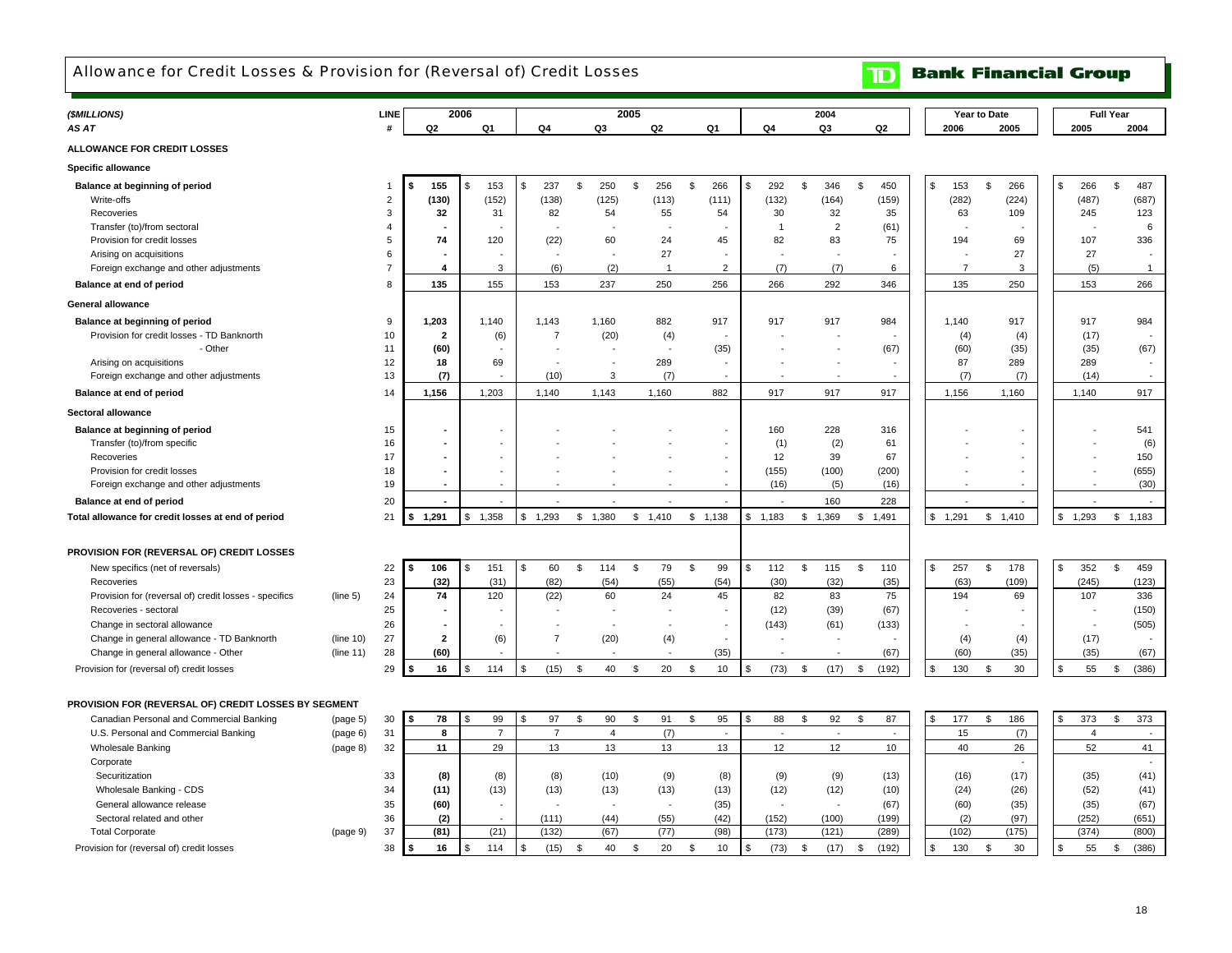# Allowance for Credit Losses & Provision for (Reversal of) Credit Losses

**TD Bank Financial Group**

| ($MILLIONS) AS AT | | LINE # | 2006 Q2 | 2006 Q1 | 2005 Q4 | 2005 Q3 | 2005 Q2 | 2005 Q1 | 2004 Q4 | 2004 Q3 | 2004 Q2 | Year to Date 2006 | Year to Date 2005 | Full Year 2005 | Full Year 2004 |
|---|---|---|---|---|---|---|---|---|---|---|---|---|---|---|---|
| **ALLOWANCE FOR CREDIT LOSSES** | | | | | | | | | | | | | | | |
| **Specific allowance** | | | | | | | | | | | | | | | |
| **Balance at beginning of period** | | 1 | $ 155 | $ 153 | $ 237 | $ 250 | $ 256 | $ 266 | $ 292 | $ 346 | $ 450 | $ 153 | $ 266 | $ 266 | $ 487 |
| Write-offs | | 2 | (130) | (152) | (138) | (125) | (113) | (111) | (132) | (164) | (159) | (282) | (224) | (487) | (687) |
| Recoveries | | 3 | 32 | 31 | 82 | 54 | 55 | 54 | 30 | 32 | 35 | 63 | 109 | 245 | 123 |
| Transfer (to)/from sectoral | | 4 | - | - | - | - | - | - | 1 | 2 | (61) | - | - | - | 6 |
| Provision for credit losses | | 5 | 74 | 120 | (22) | 60 | 24 | 45 | 82 | 83 | 75 | 194 | 69 | 107 | 336 |
| Arising on acquisitions | | 6 | - | - | - | - | 27 | - | - | - | - | - | 27 | 27 | - |
| Foreign exchange and other adjustments | | 7 | 4 | 3 | (6) | (2) | 1 | 2 | (7) | (7) | 6 | 7 | 3 | (5) | 1 |
| **Balance at end of period** | | 8 | 135 | 155 | 153 | 237 | 250 | 256 | 266 | 292 | 346 | 135 | 250 | 153 | 266 |
| **General allowance** | | | | | | | | | | | | | | | |
| **Balance at beginning of period** | | 9 | 1,203 | 1,140 | 1,143 | 1,160 | 882 | 917 | 917 | 917 | 984 | 1,140 | 917 | 917 | 984 |
| Provision for credit losses - TD Banknorth | | 10 | 2 | (6) | 7 | (20) | (4) | - | - | - | - | (4) | (4) | (17) | - |
| - Other | | 11 | (60) | - | - | - | - | (35) | - | - | (67) | (60) | (35) | (35) | (67) |
| Arising on acquisitions | | 12 | 18 | 69 | - | - | 289 | - | - | - | - | 87 | 289 | 289 | - |
| Foreign exchange and other adjustments | | 13 | (7) | - | (10) | 3 | (7) | - | - | - | - | (7) | (7) | (14) | - |
| **Balance at end of period** | | 14 | 1,156 | 1,203 | 1,140 | 1,143 | 1,160 | 882 | 917 | 917 | 917 | 1,156 | 1,160 | 1,140 | 917 |
| **Sectoral allowance** | | | | | | | | | | | | | | | |
| **Balance at beginning of period** | | 15 | - | - | - | - | - | - | 160 | 228 | 316 | - | - | - | 541 |
| Transfer (to)/from specific | | 16 | - | - | - | - | - | - | (1) | (2) | 61 | - | - | - | (6) |
| Recoveries | | 17 | - | - | - | - | - | - | 12 | 39 | 67 | - | - | - | 150 |
| Provision for credit losses | | 18 | - | - | - | - | - | - | (155) | (100) | (200) | - | - | - | (655) |
| Foreign exchange and other adjustments | | 19 | - | - | - | - | - | - | (16) | (5) | (16) | - | - | - | (30) |
| **Balance at end of period** | | 20 | - | - | - | - | - | - | - | 160 | 228 | - | - | - | - |
| **Total allowance for credit losses at end of period** | | 21 | $ 1,291 | $ 1,358 | $ 1,293 | $ 1,380 | $ 1,410 | $ 1,138 | $ 1,183 | $ 1,369 | $ 1,491 | $ 1,291 | $ 1,410 | $ 1,293 | $ 1,183 |
| **PROVISION FOR (REVERSAL OF) CREDIT LOSSES** | | | | | | | | | | | | | | | |
| New specifics (net of reversals) | | 22 | $ 106 | $ 151 | $ 60 | $ 114 | $ 79 | $ 99 | $ 112 | $ 115 | $ 110 | $ 257 | $ 178 | $ 352 | $ 459 |
| Recoveries | | 23 | (32) | (31) | (82) | (54) | (55) | (54) | (30) | (32) | (35) | (63) | (109) | (245) | (123) |
| Provision for (reversal of) credit losses - specifics | (line 5) | 24 | 74 | 120 | (22) | 60 | 24 | 45 | 82 | 83 | 75 | 194 | 69 | 107 | 336 |
| Recoveries - sectoral | | 25 | - | - | - | - | - | - | (12) | (39) | (67) | - | - | - | (150) |
| Change in sectoral allowance | | 26 | - | - | - | - | - | - | (143) | (61) | (133) | - | - | - | (505) |
| Change in general allowance - TD Banknorth | (line 10) | 27 | 2 | (6) | 7 | (20) | (4) | - | - | - | - | (4) | (4) | (17) | - |
| Change in general allowance - Other | (line 11) | 28 | (60) | - | - | - | - | (35) | - | - | (67) | (60) | (35) | (35) | (67) |
| Provision for (reversal of) credit losses | | 29 | $ 16 | $ 114 | $ (15) | $ 40 | $ 20 | $ 10 | $ (73) | $ (17) | $ (192) | $ 130 | $ 30 | $ 55 | $ (386) |
| **PROVISION FOR (REVERSAL OF) CREDIT LOSSES BY SEGMENT** | | | | | | | | | | | | | | | |
| Canadian Personal and Commercial Banking | (page 5) | 30 | $ 78 | $ 99 | $ 97 | $ 90 | $ 91 | $ 95 | $ 88 | $ 92 | $ 87 | $ 177 | $ 186 | $ 373 | $ 373 |
| U.S. Personal and Commercial Banking | (page 6) | 31 | 8 | 7 | 7 | 4 | (7) | - | - | - | - | 15 | (7) | 4 | - |
| Wholesale Banking | (page 8) | 32 | 11 | 29 | 13 | 13 | 13 | 13 | 12 | 12 | 10 | 40 | 26 | 52 | 41 |
| Corporate | | | | | | | | | | | | | - | | - |
| Securitization | | 33 | (8) | (8) | (8) | (10) | (9) | (8) | (9) | (9) | (13) | (16) | (17) | (35) | (41) |
| Wholesale Banking - CDS | | 34 | (11) | (13) | (13) | (13) | (13) | (13) | (12) | (12) | (10) | (24) | (26) | (52) | (41) |
| General allowance release | | 35 | (60) | - | - | - | - | (35) | - | - | (67) | (60) | (35) | (35) | (67) |
| Sectoral related and other | | 36 | (2) | - | (111) | (44) | (55) | (42) | (152) | (100) | (199) | (2) | (97) | (252) | (651) |
| Total Corporate | (page 9) | 37 | (81) | (21) | (132) | (67) | (77) | (98) | (173) | (121) | (289) | (102) | (175) | (374) | (800) |
| Provision for (reversal of) credit losses | | 38 | $ 16 | $ 114 | $ (15) | $ 40 | $ 20 | $ 10 | $ (73) | $ (17) | $ (192) | $ 130 | $ 30 | $ 55 | $ (386) |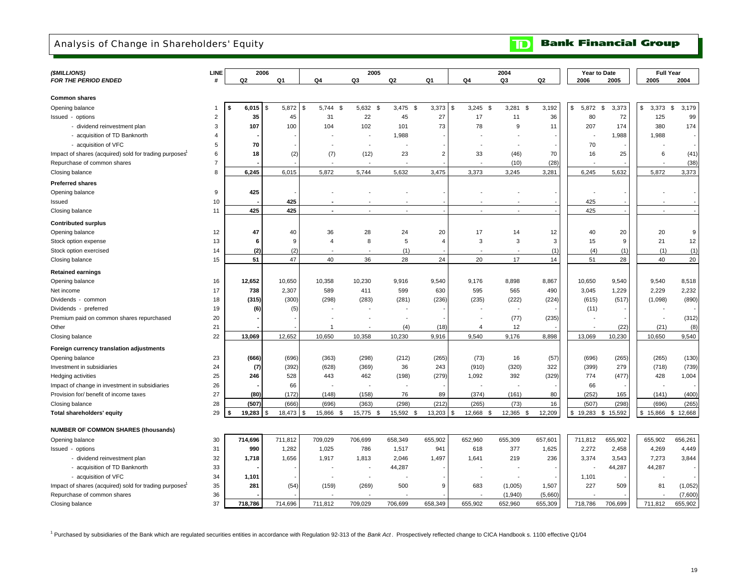## Analysis of Change in Shareholders' Equity

**TD Bank Financial Group**

| ($MILLIONS) FOR THE PERIOD ENDED | LINE # | 2006 Q2 | 2006 Q1 | 2005 Q4 | 2005 Q3 | 2005 Q2 | 2005 Q1 | 2004 Q4 | 2004 Q3 | 2004 Q2 | Year to Date 2006 | Year to Date 2005 | Full Year 2005 | Full Year 2004 |
|---|---|---|---|---|---|---|---|---|---|---|---|---|---|---|
| **Common shares** | | | | | | | | | | | | | | |
| Opening balance | 1 | **$ 6,015** | $ 5,872 | $ 5,744 | $ 5,632 | $ 3,475 | $ 3,373 | $ 3,245 | $ 3,281 | $ 3,192 | $ 5,872 | $ 3,373 | $ 3,373 | $ 3,179 |
| Issued - options | 2 | **35** | 45 | 31 | 22 | 45 | 27 | 17 | 11 | 36 | 80 | 72 | 125 | 99 |
| - dividend reinvestment plan | 3 | **107** | 100 | 104 | 102 | 101 | 73 | 78 | 9 | 11 | 207 | 174 | 380 | 174 |
| - acquisition of TD Banknorth | 4 | **-** | - | - | - | 1,988 | - | - | - | - | - | 1,988 | 1,988 | - |
| - acquisition of VFC | 5 | **70** | - | - | - | - | - | - | - | - | 70 | - | - | - |
| Impact of shares (acquired) sold for trading purposes[1] | 6 | **18** | (2) | (7) | (12) | 23 | 2 | 33 | (46) | 70 | 16 | 25 | 6 | (41) |
| Repurchase of common shares | 7 | **-** | - | - | - | - | - | - | (10) | (28) | - | - | - | (38) |
| Closing balance | 8 | **6,245** | 6,015 | 5,872 | 5,744 | 5,632 | 3,475 | 3,373 | 3,245 | 3,281 | 6,245 | 5,632 | 5,872 | 3,373 |
| **Preferred shares** | | | | | | | | | | | | | | |
| Opening balance | 9 | **425** | - | - | - | - | - | - | - | - | - | - | - | - |
| Issued | 10 | **-** | 425 | - | - | - | - | - | - | - | 425 | - | - | - |
| Closing balance | 11 | **425** | 425 | - | - | - | - | - | - | - | 425 | - | - | - |
| **Contributed surplus** | | | | | | | | | | | | | | |
| Opening balance | 12 | **47** | 40 | 36 | 28 | 24 | 20 | 17 | 14 | 12 | 40 | 20 | 20 | 9 |
| Stock option expense | 13 | **6** | 9 | 4 | 8 | 5 | 4 | 3 | 3 | 3 | 15 | 9 | 21 | 12 |
| Stock option exercised | 14 | **(2)** | (2) | - | - | (1) | - | - | - | (1) | (4) | (1) | (1) | (1) |
| Closing balance | 15 | **51** | 47 | 40 | 36 | 28 | 24 | 20 | 17 | 14 | 51 | 28 | 40 | 20 |
| **Retained earnings** | | | | | | | | | | | | | | |
| Opening balance | 16 | **12,652** | 10,650 | 10,358 | 10,230 | 9,916 | 9,540 | 9,176 | 8,898 | 8,867 | 10,650 | 9,540 | 9,540 | 8,518 |
| Net income | 17 | **738** | 2,307 | 589 | 411 | 599 | 630 | 595 | 565 | 490 | 3,045 | 1,229 | 2,229 | 2,232 |
| Dividends - common | 18 | **(315)** | (300) | (298) | (283) | (281) | (236) | (235) | (222) | (224) | (615) | (517) | (1,098) | (890) |
| Dividends - preferred | 19 | **(6)** | (5) | - | - | - | - | - | - | - | (11) | - | - | - |
| Premium paid on common shares repurchased | 20 | **-** | - | - | - | - | - | - | (77) | (235) | - | - | - | (312) |
| Other | 21 | **-** | - | 1 | - | (4) | (18) | 4 | 12 | - | - | (22) | (21) | (8) |
| Closing balance | 22 | **13,069** | 12,652 | 10,650 | 10,358 | 10,230 | 9,916 | 9,540 | 9,176 | 8,898 | 13,069 | 10,230 | 10,650 | 9,540 |
| **Foreign currency translation adjustments** | | | | | | | | | | | | | | |
| Opening balance | 23 | **(666)** | (696) | (363) | (298) | (212) | (265) | (73) | 16 | (57) | (696) | (265) | (265) | (130) |
| Investment in subsidiaries | 24 | **(7)** | (392) | (628) | (369) | 36 | 243 | (910) | (320) | 322 | (399) | 279 | (718) | (739) |
| Hedging activities | 25 | **246** | 528 | 443 | 462 | (198) | (279) | 1,092 | 392 | (329) | 774 | (477) | 428 | 1,004 |
| Impact of change in investment in subsidiaries | 26 | **-** | 66 | - | - | - | - | - | - | - | 66 | - | - | - |
| Provision for/ benefit of income taxes | 27 | **(80)** | (172) | (148) | (158) | 76 | 89 | (374) | (161) | 80 | (252) | 165 | (141) | (400) |
| Closing balance | 28 | **(507)** | (666) | (696) | (363) | (298) | (212) | (265) | (73) | 16 | (507) | (298) | (696) | (265) |
| **Total shareholders' equity** | 29 | **$ 19,283** | $ 18,473 | $ 15,866 | $ 15,775 | $ 15,592 | $ 13,203 | $ 12,668 | $ 12,365 | $ 12,209 | $ 19,283 | $ 15,592 | $ 15,866 | $ 12,668 |
| **NUMBER OF COMMON SHARES (thousands)** | | | | | | | | | | | | | | |
| Opening balance | 30 | **714,696** | 711,812 | 709,029 | 706,699 | 658,349 | 655,902 | 652,960 | 655,309 | 657,601 | 711,812 | 655,902 | 655,902 | 656,261 |
| Issued - options | 31 | **990** | 1,282 | 1,025 | 786 | 1,517 | 941 | 618 | 377 | 1,625 | 2,272 | 2,458 | 4,269 | 4,449 |
| - dividend reinvestment plan | 32 | **1,718** | 1,656 | 1,917 | 1,813 | 2,046 | 1,497 | 1,641 | 219 | 236 | 3,374 | 3,543 | 7,273 | 3,844 |
| - acquisition of TD Banknorth | 33 | **-** | - | - | - | 44,287 | - | - | - | - | - | 44,287 | 44,287 | - |
| - acquisition of VFC | 34 | **1,101** | - | - | - | - | - | - | - | - | 1,101 | - | - | - |
| Impact of shares (acquired) sold for trading purposes[1] | 35 | **281** | (54) | (159) | (269) | 500 | 9 | 683 | (1,005) | 1,507 | 227 | 509 | 81 | (1,052) |
| Repurchase of common shares | 36 | **-** | - | - | - | - | - | - | (1,940) | (5,660) | - | - | - | (7,600) |
| Closing balance | 37 | **718,786** | 714,696 | 711,812 | 709,029 | 706,699 | 658,349 | 655,902 | 652,960 | 655,309 | 718,786 | 706,699 | 711,812 | 655,902 |

[1] Purchased by subsidiaries of the Bank which are regulated securities entities in accordance with Regulation 92-313 of the *Bank Act*. Prospectively reflected change to CICA Handbook s. 1100 effective Q1/04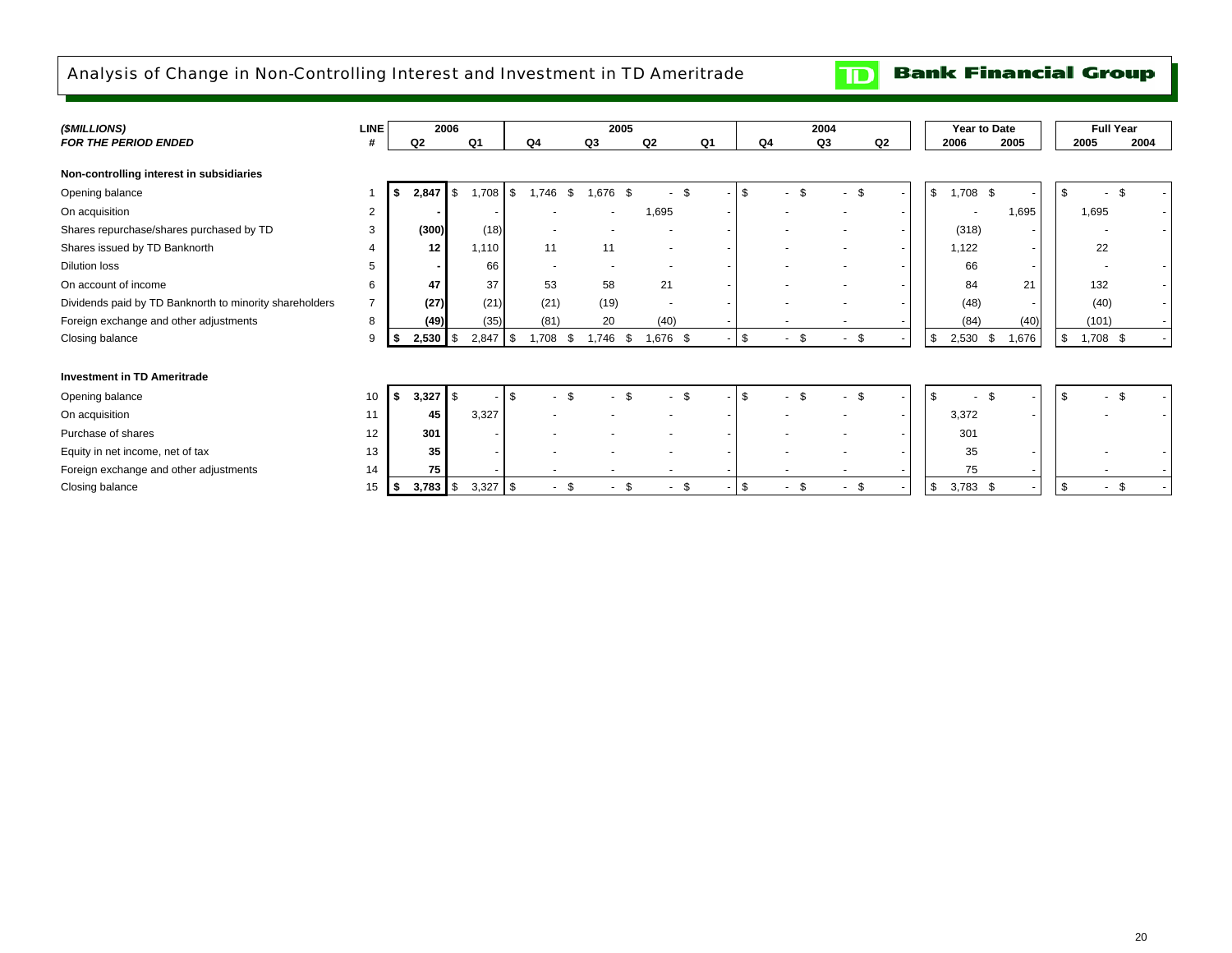# Analysis of Change in Non-Controlling Interest and Investment in TD Ameritrade

TD Bank Financial Group

| ($MILLIONS) FOR THE PERIOD ENDED | LINE # | 2006 Q2 | 2006 Q1 | 2005 Q4 | 2005 Q3 | 2005 Q2 | 2005 Q1 | 2004 Q4 | 2004 Q3 | 2004 Q2 | Year to Date 2006 | Year to Date 2005 | Full Year 2005 | Full Year 2004 |
|---|---|---|---|---|---|---|---|---|---|---|---|---|---|---|
| **Non-controlling interest in subsidiaries** | | | | | | | | | | | | | | |
| Opening balance | 1 | **$ 2,847** | $ 1,708 | $ 1,746 | $ 1,676 | $ - | $ - | $ - | $ - | $ - | $ 1,708 | $ - | $ - | $ - |
| On acquisition | 2 | **-** | - | - | - | 1,695 | - | - | - | - | - | 1,695 | 1,695 | - |
| Shares repurchase/shares purchased by TD | 3 | **(300)** | (18) | - | - | - | - | - | - | - | (318) | - | - | - |
| Shares issued by TD Banknorth | 4 | **12** | 1,110 | 11 | 11 | - | - | - | - | - | 1,122 | - | 22 | |
| Dilution loss | 5 | **-** | 66 | - | - | - | - | - | - | - | 66 | - | - | - |
| On account of income | 6 | **47** | 37 | 53 | 58 | 21 | - | - | - | - | 84 | 21 | 132 | - |
| Dividends paid by TD Banknorth to minority shareholders | 7 | **(27)** | (21) | (21) | (19) | - | - | - | - | - | (48) | - | (40) | - |
| Foreign exchange and other adjustments | 8 | **(49)** | (35) | (81) | 20 | (40) | - | - | - | - | (84) | (40) | (101) | - |
| Closing balance | 9 | **$ 2,530** | $ 2,847 | $ 1,708 | $ 1,746 | $ 1,676 | $ - | $ - | $ - | $ - | $ 2,530 | $ 1,676 | $ 1,708 | $ - |
| **Investment in TD Ameritrade** | | | | | | | | | | | | | | |
| Opening balance | 10 | **$ 3,327** | $ - | $ - | $ - | $ - | $ - | $ - | $ - | $ - | $ - | $ - | $ - | $ - |
| On acquisition | 11 | **45** | 3,327 | - | - | - | - | - | - | - | 3,372 | - | - | - |
| Purchase of shares | 12 | **301** | - | - | - | - | - | - | - | - | 301 | | | |
| Equity in net income, net of tax | 13 | **35** | - | - | - | - | - | - | - | - | 35 | - | - | - |
| Foreign exchange and other adjustments | 14 | **75** | - | - | - | - | - | - | - | - | 75 | - | - | - |
| Closing balance | 15 | **$ 3,783** | $ 3,327 | $ - | $ - | $ - | $ - | $ - | $ - | $ - | $ 3,783 | $ - | $ - | $ - |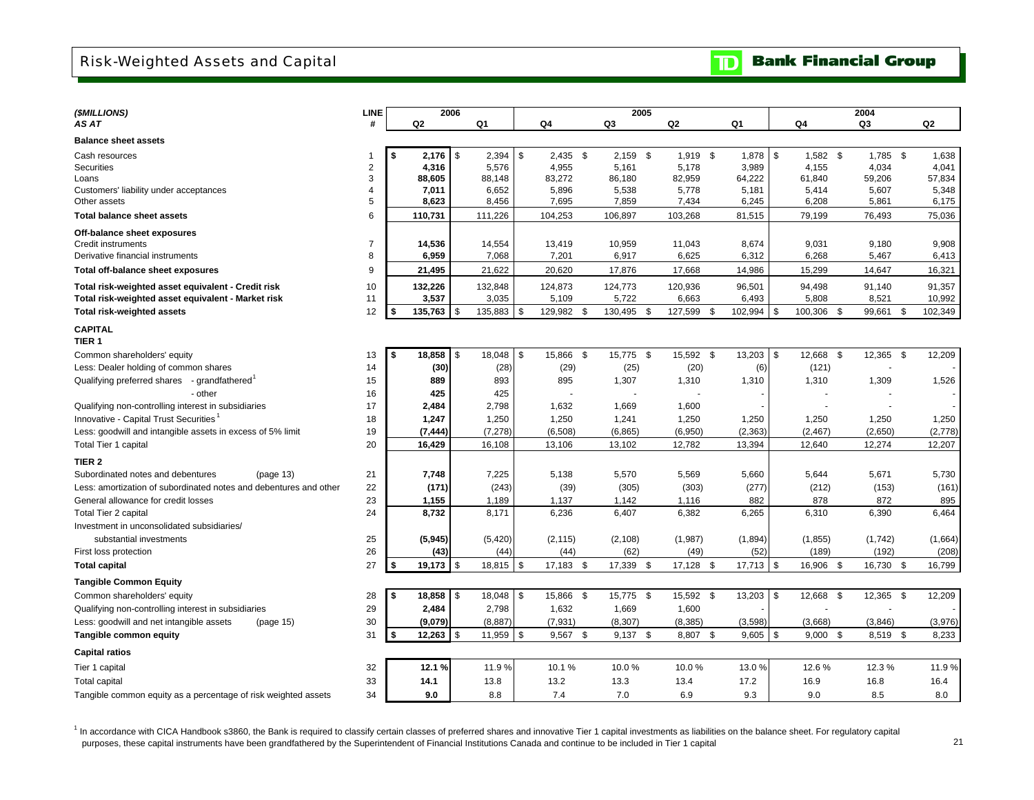# Risk-Weighted Assets and Capital

**TD Bank Financial Group**

| *($MILLIONS)* | LINE | 2006 | | 2005 | | | | 2004 | | |
|---|---|---|---|---|---|---|---|---|---|---|
| *AS AT* | # | Q2 | Q1 | Q4 | Q3 | Q2 | Q1 | Q4 | Q3 | Q2 |
| **Balance sheet assets** | | | | | | | | | | |
| Cash resources | 1 | **$ 2,176** | $ 2,394 | $ 2,435 | $ 2,159 | $ 1,919 | $ 1,878 | $ 1,582 | $ 1,785 | $ 1,638 |
| Securities | 2 | **4,316** | 5,576 | 4,955 | 5,161 | 5,178 | 3,989 | 4,155 | 4,034 | 4,041 |
| Loans | 3 | **88,605** | 88,148 | 83,272 | 86,180 | 82,959 | 64,222 | 61,840 | 59,206 | 57,834 |
| Customers' liability under acceptances | 4 | **7,011** | 6,652 | 5,896 | 5,538 | 5,778 | 5,181 | 5,414 | 5,607 | 5,348 |
| Other assets | 5 | **8,623** | 8,456 | 7,695 | 7,859 | 7,434 | 6,245 | 6,208 | 5,861 | 6,175 |
| **Total balance sheet assets** | 6 | **110,731** | 111,226 | 104,253 | 106,897 | 103,268 | 81,515 | 79,199 | 76,493 | 75,036 |
| **Off-balance sheet exposures** | | | | | | | | | | |
| Credit instruments | 7 | **14,536** | 14,554 | 13,419 | 10,959 | 11,043 | 8,674 | 9,031 | 9,180 | 9,908 |
| Derivative financial instruments | 8 | **6,959** | 7,068 | 7,201 | 6,917 | 6,625 | 6,312 | 6,268 | 5,467 | 6,413 |
| **Total off-balance sheet exposures** | 9 | **21,495** | 21,622 | 20,620 | 17,876 | 17,668 | 14,986 | 15,299 | 14,647 | 16,321 |
| **Total risk-weighted asset equivalent - Credit risk** | 10 | **132,226** | 132,848 | 124,873 | 124,773 | 120,936 | 96,501 | 94,498 | 91,140 | 91,357 |
| **Total risk-weighted asset equivalent - Market risk** | 11 | **3,537** | 3,035 | 5,109 | 5,722 | 6,663 | 6,493 | 5,808 | 8,521 | 10,992 |
| **Total risk-weighted assets** | 12 | **$ 135,763** | $ 135,883 | $ 129,982 | $ 130,495 | $ 127,599 | $ 102,994 | $ 100,306 | $ 99,661 | $ 102,349 |
| **CAPITAL** | | | | | | | | | | |
| **TIER 1** | | | | | | | | | | |
| Common shareholders' equity | 13 | **$ 18,858** | $ 18,048 | $ 15,866 | $ 15,775 | $ 15,592 | $ 13,203 | $ 12,668 | $ 12,365 | $ 12,209 |
| Less: Dealer holding of common shares | 14 | **(30)** | (28) | (29) | (25) | (20) | (6) | (121) | - | - |
| Qualifying preferred shares - grandfathered[1] | 15 | **889** | 893 | 895 | 1,307 | 1,310 | 1,310 | 1,310 | 1,309 | 1,526 |
| - other | 16 | **425** | 425 | - | - | - | - | - | - | - |
| Qualifying non-controlling interest in subsidiaries | 17 | **2,484** | 2,798 | 1,632 | 1,669 | 1,600 | - | - | - | - |
| Innovative - Capital Trust Securities[1] | 18 | **1,247** | 1,250 | 1,250 | 1,241 | 1,250 | 1,250 | 1,250 | 1,250 | 1,250 |
| Less: goodwill and intangible assets in excess of 5% limit | 19 | **(7,444)** | (7,278) | (6,508) | (6,865) | (6,950) | (2,363) | (2,467) | (2,650) | (2,778) |
| Total Tier 1 capital | 20 | **16,429** | 16,108 | 13,106 | 13,102 | 12,782 | 13,394 | 12,640 | 12,274 | 12,207 |
| **TIER 2** | | | | | | | | | | |
| Subordinated notes and debentures (page 13) | 21 | **7,748** | 7,225 | 5,138 | 5,570 | 5,569 | 5,660 | 5,644 | 5,671 | 5,730 |
| Less: amortization of subordinated notes and debentures and other | 22 | **(171)** | (243) | (39) | (305) | (303) | (277) | (212) | (153) | (161) |
| General allowance for credit losses | 23 | **1,155** | 1,189 | 1,137 | 1,142 | 1,116 | 882 | 878 | 872 | 895 |
| Total Tier 2 capital | 24 | **8,732** | 8,171 | 6,236 | 6,407 | 6,382 | 6,265 | 6,310 | 6,390 | 6,464 |
| Investment in unconsolidated subsidiaries/ substantial investments | 25 | **(5,945)** | (5,420) | (2,115) | (2,108) | (1,987) | (1,894) | (1,855) | (1,742) | (1,664) |
| First loss protection | 26 | **(43)** | (44) | (44) | (62) | (49) | (52) | (189) | (192) | (208) |
| **Total capital** | 27 | **$ 19,173** | $ 18,815 | $ 17,183 | $ 17,339 | $ 17,128 | $ 17,713 | $ 16,906 | $ 16,730 | $ 16,799 |
| **Tangible Common Equity** | | | | | | | | | | |
| Common shareholders' equity | 28 | **$ 18,858** | $ 18,048 | $ 15,866 | $ 15,775 | $ 15,592 | $ 13,203 | $ 12,668 | $ 12,365 | $ 12,209 |
| Qualifying non-controlling interest in subsidiaries | 29 | **2,484** | 2,798 | 1,632 | 1,669 | 1,600 | - | - | - | - |
| Less: goodwill and net intangible assets (page 15) | 30 | **(9,079)** | (8,887) | (7,931) | (8,307) | (8,385) | (3,598) | (3,668) | (3,846) | (3,976) |
| **Tangible common equity** | 31 | **$ 12,263** | $ 11,959 | $ 9,567 | $ 9,137 | $ 8,807 | $ 9,605 | $ 9,000 | $ 8,519 | $ 8,233 |
| **Capital ratios** | | | | | | | | | | |
| Tier 1 capital | 32 | **12.1 %** | 11.9 % | 10.1 % | 10.0 % | 10.0 % | 13.0 % | 12.6 % | 12.3 % | 11.9 % |
| Total capital | 33 | **14.1** | 13.8 | 13.2 | 13.3 | 13.4 | 17.2 | 16.9 | 16.8 | 16.4 |
| Tangible common equity as a percentage of risk weighted assets | 34 | **9.0** | 8.8 | 7.4 | 7.0 | 6.9 | 9.3 | 9.0 | 8.5 | 8.0 |

[1] In accordance with CICA Handbook s3860, the Bank is required to classify certain classes of preferred shares and innovative Tier 1 capital investments as liabilities on the balance sheet. For regulatory capital purposes, these capital instruments have been grandfathered by the Superintendent of Financial Institutions Canada and continue to be included in Tier 1 capital